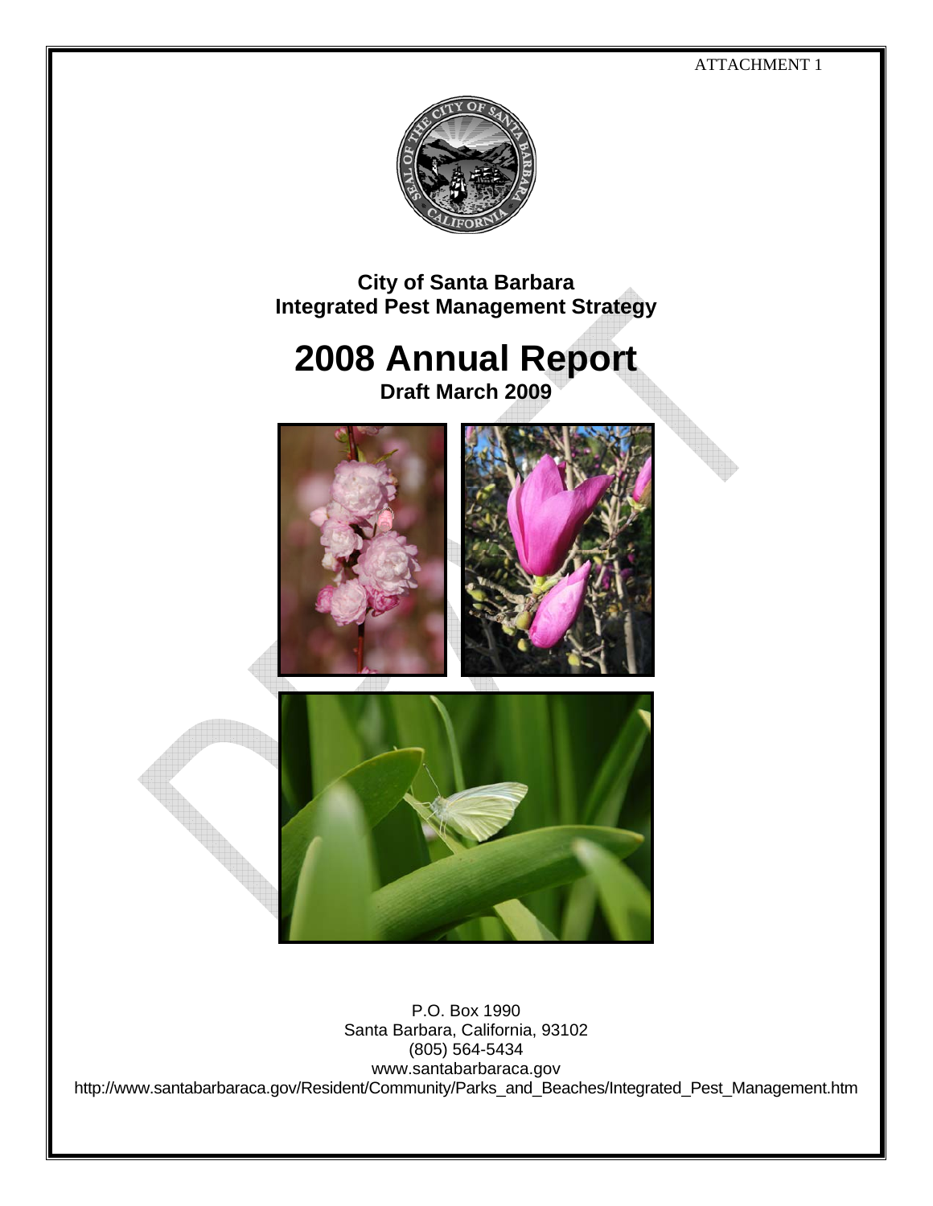ATTACHMENT 1

# City of Santa Barbara
# Integrated Pest Management Strategy

# 2008 Annual Report

**Draft March 2009**

P.O. Box 1990
Santa Barbara, California, 93102
(805) 564-5434
www.santabarbaraca.gov
http://www.santabarbaraca.gov/Resident/Community/Parks_and_Beaches/Integrated_Pest_Management.htm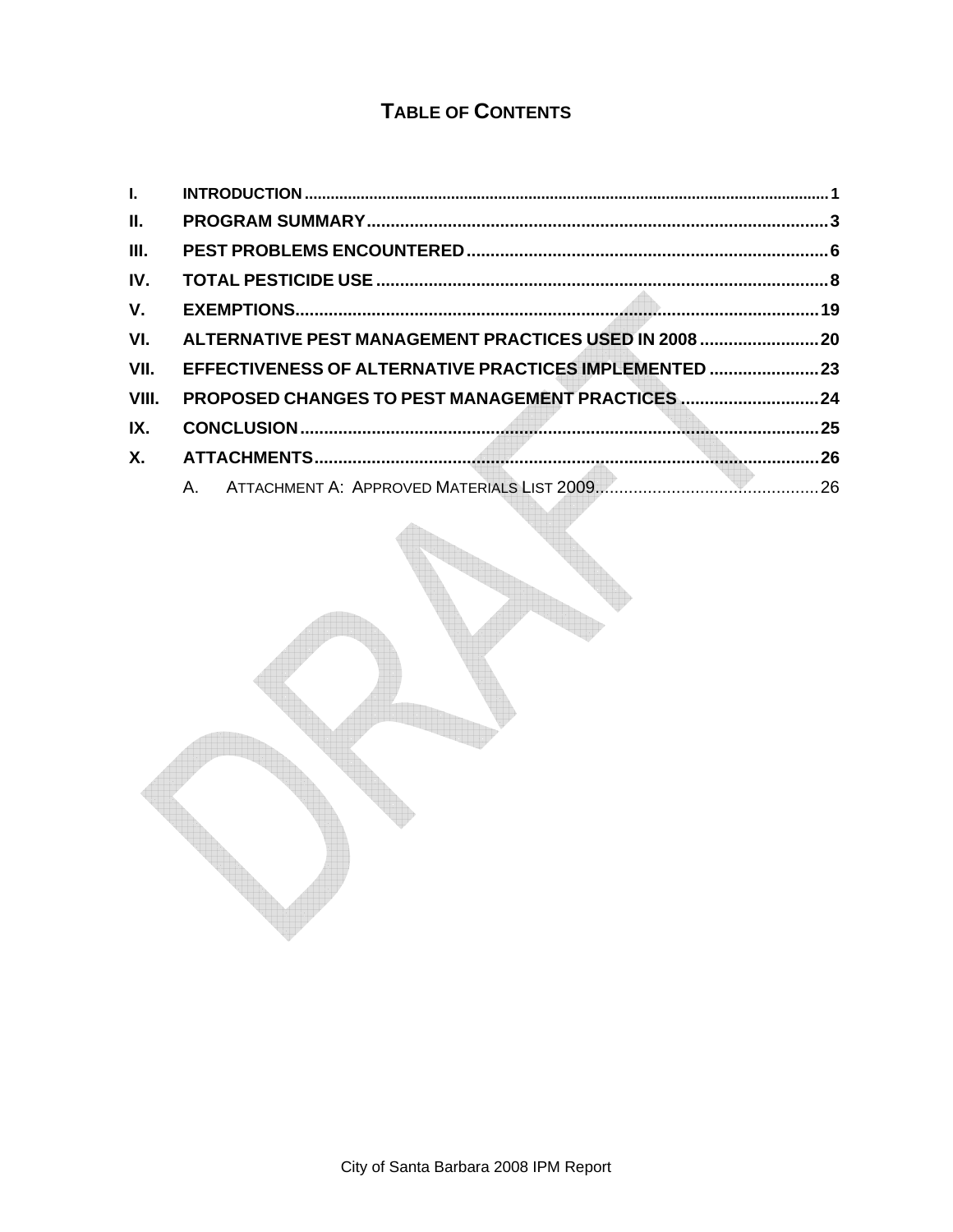# TABLE OF CONTENTS

- I. INTRODUCTION ........ 1
- II. PROGRAM SUMMARY ........ 3
- III. PEST PROBLEMS ENCOUNTERED ........ 6
- IV. TOTAL PESTICIDE USE ........ 8
- V. EXEMPTIONS ........ 19
- VI. ALTERNATIVE PEST MANAGEMENT PRACTICES USED IN 2008 ........ 20
- VII. EFFECTIVENESS OF ALTERNATIVE PRACTICES IMPLEMENTED ........ 23
- VIII. PROPOSED CHANGES TO PEST MANAGEMENT PRACTICES ........ 24
- IX. CONCLUSION ........ 25
- X. ATTACHMENTS ........ 26
  - A. ATTACHMENT A: APPROVED MATERIALS LIST 2009 ........ 26

DRAFT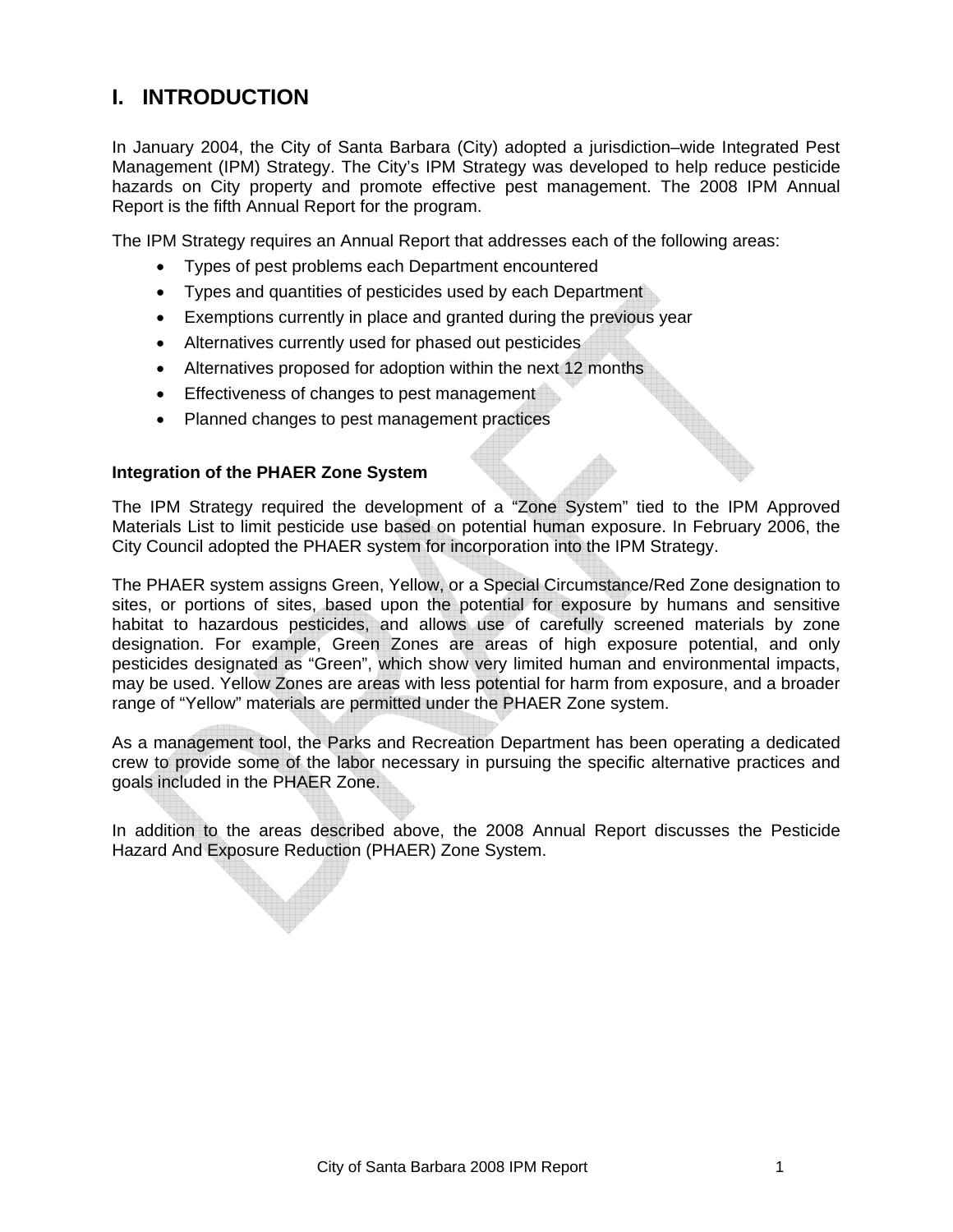# I. INTRODUCTION

In January 2004, the City of Santa Barbara (City) adopted a jurisdiction–wide Integrated Pest Management (IPM) Strategy. The City's IPM Strategy was developed to help reduce pesticide hazards on City property and promote effective pest management. The 2008 IPM Annual Report is the fifth Annual Report for the program.

The IPM Strategy requires an Annual Report that addresses each of the following areas:

- Types of pest problems each Department encountered
- Types and quantities of pesticides used by each Department
- Exemptions currently in place and granted during the previous year
- Alternatives currently used for phased out pesticides
- Alternatives proposed for adoption within the next 12 months
- Effectiveness of changes to pest management
- Planned changes to pest management practices

### Integration of the PHAER Zone System

The IPM Strategy required the development of a "Zone System" tied to the IPM Approved Materials List to limit pesticide use based on potential human exposure. In February 2006, the City Council adopted the PHAER system for incorporation into the IPM Strategy.

The PHAER system assigns Green, Yellow, or a Special Circumstance/Red Zone designation to sites, or portions of sites, based upon the potential for exposure by humans and sensitive habitat to hazardous pesticides, and allows use of carefully screened materials by zone designation. For example, Green Zones are areas of high exposure potential, and only pesticides designated as "Green", which show very limited human and environmental impacts, may be used. Yellow Zones are areas with less potential for harm from exposure, and a broader range of "Yellow" materials are permitted under the PHAER Zone system.

As a management tool, the Parks and Recreation Department has been operating a dedicated crew to provide some of the labor necessary in pursuing the specific alternative practices and goals included in the PHAER Zone.

In addition to the areas described above, the 2008 Annual Report discusses the Pesticide Hazard And Exposure Reduction (PHAER) Zone System.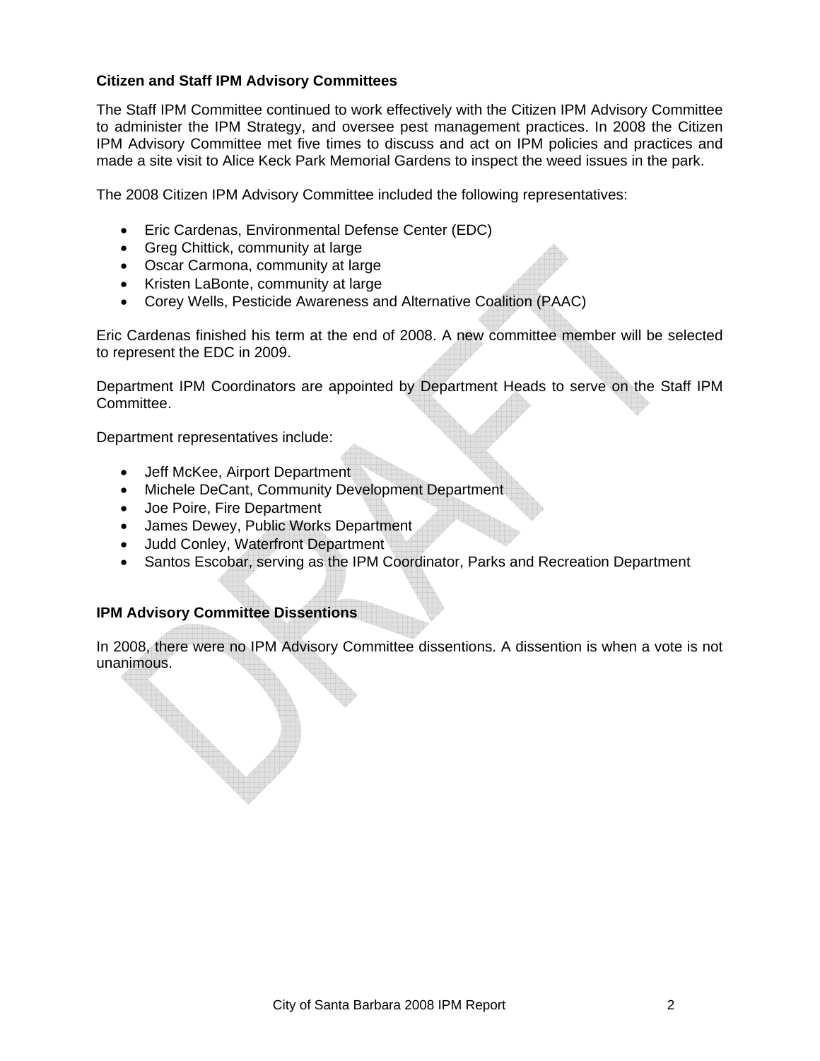**Citizen and Staff IPM Advisory Committees**

The Staff IPM Committee continued to work effectively with the Citizen IPM Advisory Committee to administer the IPM Strategy, and oversee pest management practices. In 2008 the Citizen IPM Advisory Committee met five times to discuss and act on IPM policies and practices and made a site visit to Alice Keck Park Memorial Gardens to inspect the weed issues in the park.

The 2008 Citizen IPM Advisory Committee included the following representatives:

- Eric Cardenas, Environmental Defense Center (EDC)
- Greg Chittick, community at large
- Oscar Carmona, community at large
- Kristen LaBonte, community at large
- Corey Wells, Pesticide Awareness and Alternative Coalition (PAAC)

Eric Cardenas finished his term at the end of 2008. A new committee member will be selected to represent the EDC in 2009.

Department IPM Coordinators are appointed by Department Heads to serve on the Staff IPM Committee.

Department representatives include:

- Jeff McKee, Airport Department
- Michele DeCant, Community Development Department
- Joe Poire, Fire Department
- James Dewey, Public Works Department
- Judd Conley, Waterfront Department
- Santos Escobar, serving as the IPM Coordinator, Parks and Recreation Department

**IPM Advisory Committee Dissentions**

In 2008, there were no IPM Advisory Committee dissentions. A dissention is when a vote is not unanimous.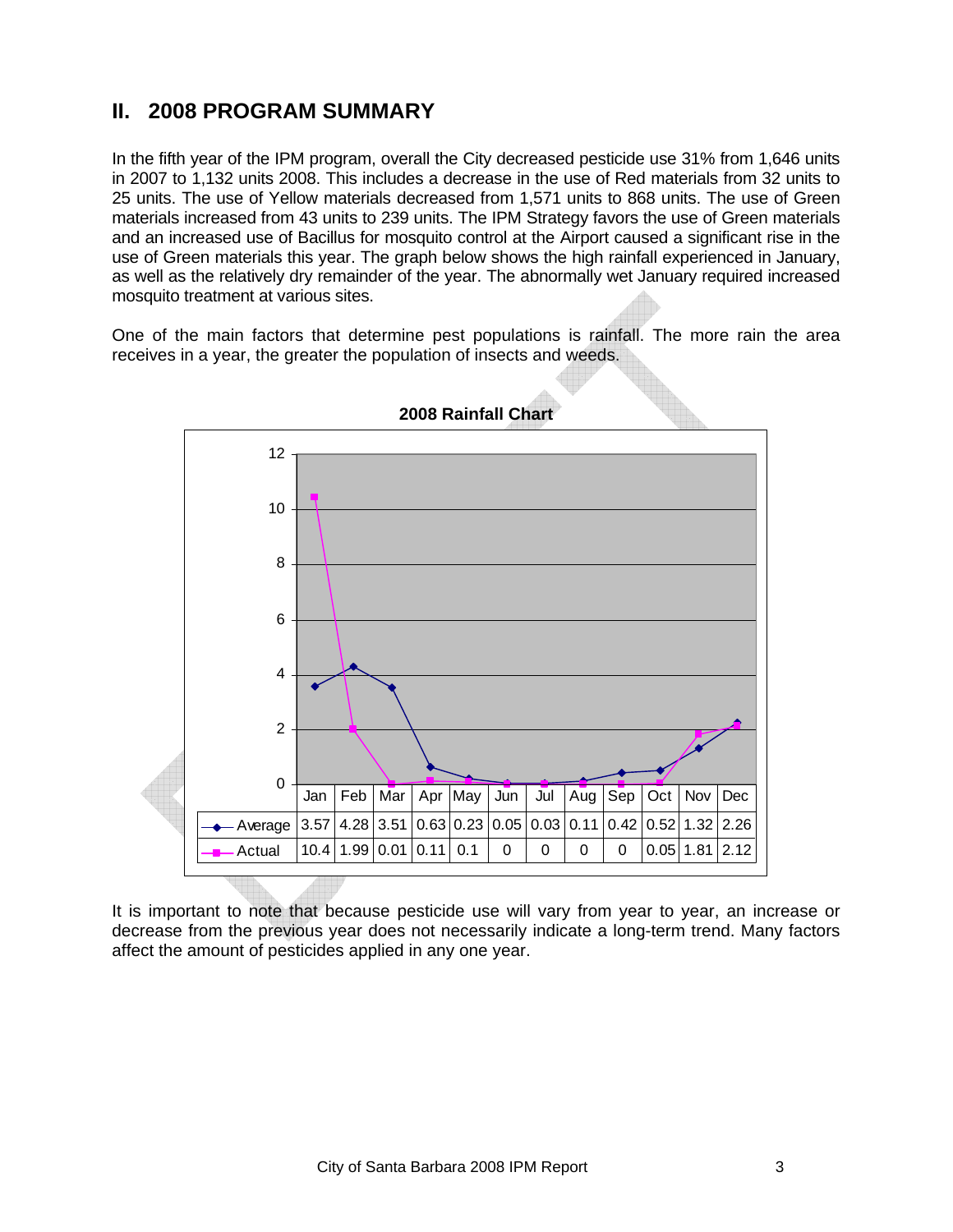## II. 2008 PROGRAM SUMMARY

In the fifth year of the IPM program, overall the City decreased pesticide use 31% from 1,646 units in 2007 to 1,132 units 2008. This includes a decrease in the use of Red materials from 32 units to 25 units. The use of Yellow materials decreased from 1,571 units to 868 units. The use of Green materials increased from 43 units to 239 units. The IPM Strategy favors the use of Green materials and an increased use of Bacillus for mosquito control at the Airport caused a significant rise in the use of Green materials this year. The graph below shows the high rainfall experienced in January, as well as the relatively dry remainder of the year. The abnormally wet January required increased mosquito treatment at various sites.

One of the main factors that determine pest populations is rainfall. The more rain the area receives in a year, the greater the population of insects and weeds.

**2008 Rainfall Chart**

| | Jan | Feb | Mar | Apr | May | Jun | Jul | Aug | Sep | Oct | Nov | Dec |
|---|---|---|---|---|---|---|---|---|---|---|---|---|
| Average | 3.57 | 4.28 | 3.51 | 0.63 | 0.23 | 0.05 | 0.03 | 0.11 | 0.42 | 0.52 | 1.32 | 2.26 |
| Actual | 10.4 | 1.99 | 0.01 | 0.11 | 0.1 | 0 | 0 | 0 | 0 | 0.05 | 1.81 | 2.12 |

It is important to note that because pesticide use will vary from year to year, an increase or decrease from the previous year does not necessarily indicate a long-term trend. Many factors affect the amount of pesticides applied in any one year.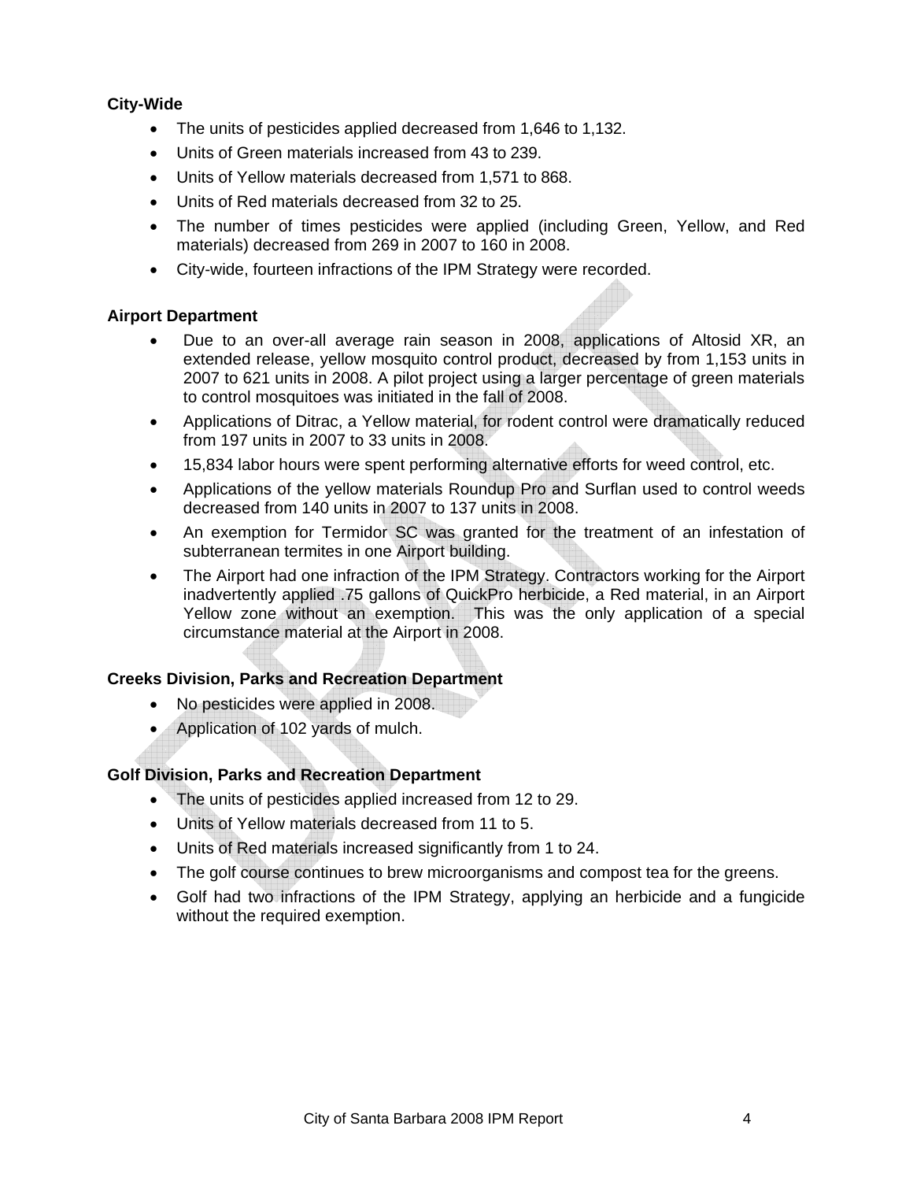**City-Wide**

- The units of pesticides applied decreased from 1,646 to 1,132.
- Units of Green materials increased from 43 to 239.
- Units of Yellow materials decreased from 1,571 to 868.
- Units of Red materials decreased from 32 to 25.
- The number of times pesticides were applied (including Green, Yellow, and Red materials) decreased from 269 in 2007 to 160 in 2008.
- City-wide, fourteen infractions of the IPM Strategy were recorded.

**Airport Department**

- Due to an over-all average rain season in 2008, applications of Altosid XR, an extended release, yellow mosquito control product, decreased by from 1,153 units in 2007 to 621 units in 2008. A pilot project using a larger percentage of green materials to control mosquitoes was initiated in the fall of 2008.
- Applications of Ditrac, a Yellow material, for rodent control were dramatically reduced from 197 units in 2007 to 33 units in 2008.
- 15,834 labor hours were spent performing alternative efforts for weed control, etc.
- Applications of the yellow materials Roundup Pro and Surflan used to control weeds decreased from 140 units in 2007 to 137 units in 2008.
- An exemption for Termidor SC was granted for the treatment of an infestation of subterranean termites in one Airport building.
- The Airport had one infraction of the IPM Strategy. Contractors working for the Airport inadvertently applied .75 gallons of QuickPro herbicide, a Red material, in an Airport Yellow zone without an exemption. This was the only application of a special circumstance material at the Airport in 2008.

**Creeks Division, Parks and Recreation Department**

- No pesticides were applied in 2008.
- Application of 102 yards of mulch.

**Golf Division, Parks and Recreation Department**

- The units of pesticides applied increased from 12 to 29.
- Units of Yellow materials decreased from 11 to 5.
- Units of Red materials increased significantly from 1 to 24.
- The golf course continues to brew microorganisms and compost tea for the greens.
- Golf had two infractions of the IPM Strategy, applying an herbicide and a fungicide without the required exemption.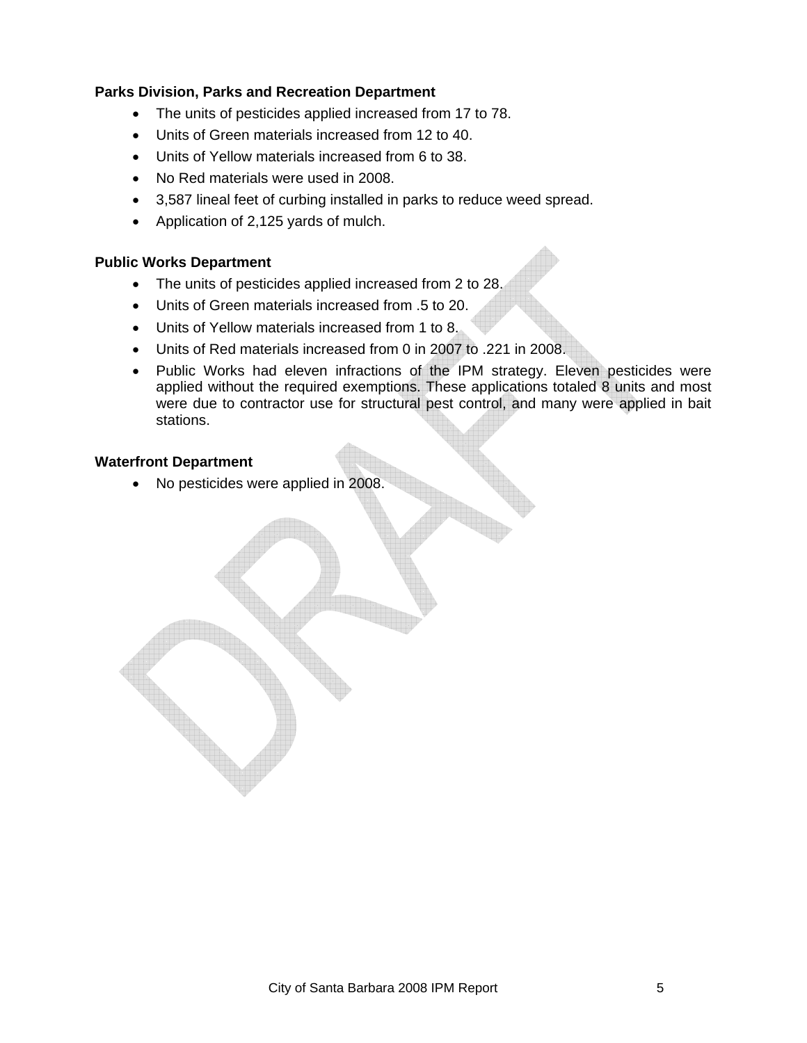**Parks Division, Parks and Recreation Department**

- The units of pesticides applied increased from 17 to 78.
- Units of Green materials increased from 12 to 40.
- Units of Yellow materials increased from 6 to 38.
- No Red materials were used in 2008.
- 3,587 lineal feet of curbing installed in parks to reduce weed spread.
- Application of 2,125 yards of mulch.

**Public Works Department**

- The units of pesticides applied increased from 2 to 28.
- Units of Green materials increased from .5 to 20.
- Units of Yellow materials increased from 1 to 8.
- Units of Red materials increased from 0 in 2007 to .221 in 2008.
- Public Works had eleven infractions of the IPM strategy. Eleven pesticides were applied without the required exemptions. These applications totaled 8 units and most were due to contractor use for structural pest control, and many were applied in bait stations.

**Waterfront Department**

- No pesticides were applied in 2008.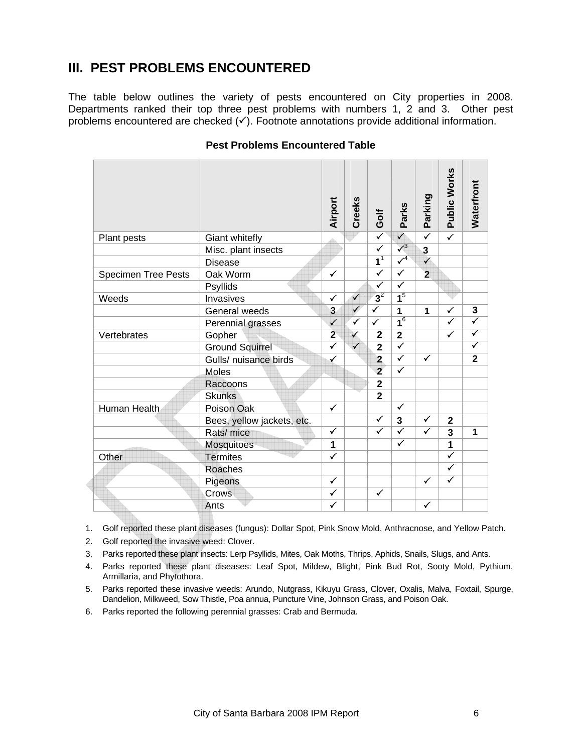## III. PEST PROBLEMS ENCOUNTERED

The table below outlines the variety of pests encountered on City properties in 2008. Departments ranked their top three pest problems with numbers 1, 2 and 3. Other pest problems encountered are checked (✓). Footnote annotations provide additional information.

**Pest Problems Encountered Table**

| | | Airport | Creeks | Golf | Parks | Parking | Public Works | Waterfront |
|---|---|---|---|---|---|---|---|---|
| Plant pests | Giant whitefly | | | ✓ | ✓ | ✓ | ✓ | |
| | Misc. plant insects | | | ✓ | ✓[3] | 3 | | |
| | Disease | | | 1[1] | ✓[4] | ✓ | | |
| Specimen Tree Pests | Oak Worm | ✓ | | ✓ | ✓ | 2 | | |
| | Psyllids | | | ✓ | ✓ | | | |
| Weeds | Invasives | ✓ | ✓ | 3[2] | 1[5] | | | |
| | General weeds | 3 | ✓ | ✓ | 1 | 1 | ✓ | 3 |
| | Perennial grasses | ✓ | ✓ | ✓ | 1[6] | | ✓ | ✓ |
| Vertebrates | Gopher | 2 | ✓ | 2 | 2 | | ✓ | ✓ |
| | Ground Squirrel | ✓ | ✓ | 2 | ✓ | | | ✓ |
| | Gulls/ nuisance birds | ✓ | | 2 | ✓ | ✓ | | 2 |
| | Moles | | | 2 | ✓ | | | |
| | Raccoons | | | 2 | | | | |
| | Skunks | | | 2 | | | | |
| Human Health | Poison Oak | ✓ | | | ✓ | | | |
| | Bees, yellow jackets, etc. | | | ✓ | 3 | ✓ | 2 | |
| | Rats/ mice | ✓ | | ✓ | ✓ | ✓ | 3 | 1 |
| | Mosquitoes | 1 | | | ✓ | | 1 | |
| Other | Termites | ✓ | | | | | ✓ | |
| | Roaches | | | | | | ✓ | |
| | Pigeons | ✓ | | | | ✓ | ✓ | |
| | Crows | ✓ | | ✓ | | | | |
| | Ants | ✓ | | | | ✓ | | |

1. Golf reported these plant diseases (fungus): Dollar Spot, Pink Snow Mold, Anthracnose, and Yellow Patch.
2. Golf reported the invasive weed: Clover.
3. Parks reported these plant insects: Lerp Psyllids, Mites, Oak Moths, Thrips, Aphids, Snails, Slugs, and Ants.
4. Parks reported these plant diseases: Leaf Spot, Mildew, Blight, Pink Bud Rot, Sooty Mold, Pythium, Armillaria, and Phytothora.
5. Parks reported these invasive weeds: Arundo, Nutgrass, Kikuyu Grass, Clover, Oxalis, Malva, Foxtail, Spurge, Dandelion, Milkweed, Sow Thistle, Poa annua, Puncture Vine, Johnson Grass, and Poison Oak.
6. Parks reported the following perennial grasses: Crab and Bermuda.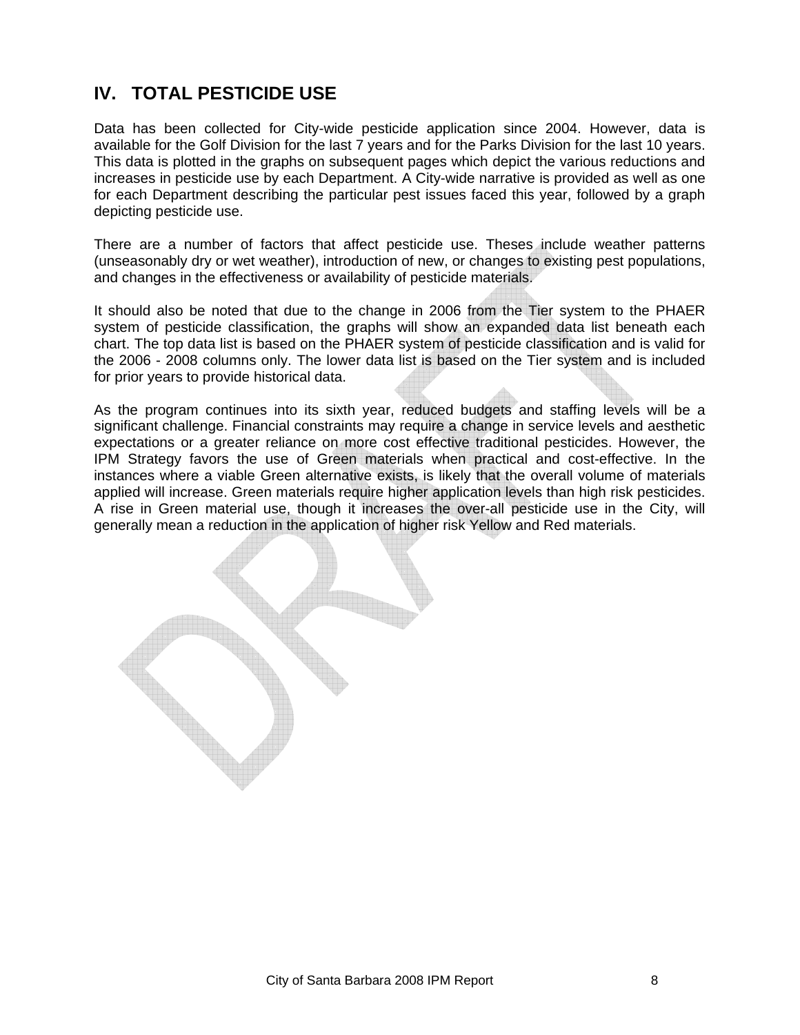## IV. TOTAL PESTICIDE USE

Data has been collected for City-wide pesticide application since 2004. However, data is available for the Golf Division for the last 7 years and for the Parks Division for the last 10 years. This data is plotted in the graphs on subsequent pages which depict the various reductions and increases in pesticide use by each Department. A City-wide narrative is provided as well as one for each Department describing the particular pest issues faced this year, followed by a graph depicting pesticide use.

There are a number of factors that affect pesticide use. Theses include weather patterns (unseasonably dry or wet weather), introduction of new, or changes to existing pest populations, and changes in the effectiveness or availability of pesticide materials.

It should also be noted that due to the change in 2006 from the Tier system to the PHAER system of pesticide classification, the graphs will show an expanded data list beneath each chart. The top data list is based on the PHAER system of pesticide classification and is valid for the 2006 - 2008 columns only. The lower data list is based on the Tier system and is included for prior years to provide historical data.

As the program continues into its sixth year, reduced budgets and staffing levels will be a significant challenge. Financial constraints may require a change in service levels and aesthetic expectations or a greater reliance on more cost effective traditional pesticides. However, the IPM Strategy favors the use of Green materials when practical and cost-effective. In the instances where a viable Green alternative exists, is likely that the overall volume of materials applied will increase. Green materials require higher application levels than high risk pesticides. A rise in Green material use, though it increases the over-all pesticide use in the City, will generally mean a reduction in the application of higher risk Yellow and Red materials.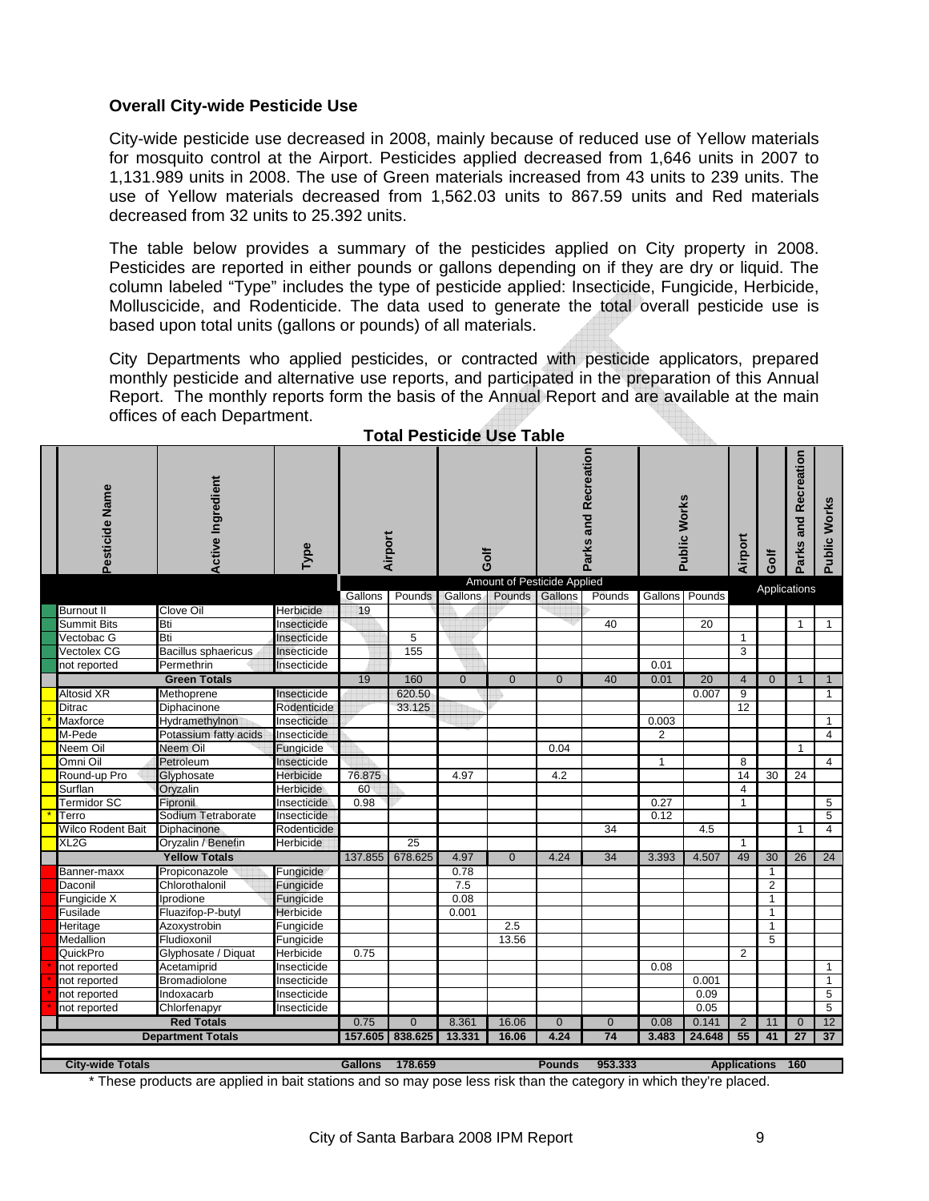### Overall City-wide Pesticide Use

City-wide pesticide use decreased in 2008, mainly because of reduced use of Yellow materials for mosquito control at the Airport. Pesticides applied decreased from 1,646 units in 2007 to 1,131.989 units in 2008. The use of Green materials increased from 43 units to 239 units. The use of Yellow materials decreased from 1,562.03 units to 867.59 units and Red materials decreased from 32 units to 25.392 units.

The table below provides a summary of the pesticides applied on City property in 2008. Pesticides are reported in either pounds or gallons depending on if they are dry or liquid. The column labeled "Type" includes the type of pesticide applied: Insecticide, Fungicide, Herbicide, Molluscicide, and Rodenticide. The data used to generate the total overall pesticide use is based upon total units (gallons or pounds) of all materials.

City Departments who applied pesticides, or contracted with pesticide applicators, prepared monthly pesticide and alternative use reports, and participated in the preparation of this Annual Report. The monthly reports form the basis of the Annual Report and are available at the main offices of each Department.

**Total Pesticide Use Table**

| Pesticide Name | Active Ingredient | Type | Airport | | Golf | | Parks and Recreation | | Public Works | | Airport | Golf | Parks and Recreation | Public Works |
|---|---|---|---|---|---|---|---|---|---|---|---|---|---|---|
| | | | Amount of Pesticide Applied | | | | | | | | Applications | | | |
| | | | Gallons | Pounds | Gallons | Pounds | Gallons | Pounds | Gallons | Pounds | | | | |
| Burnout II | Clove Oil | Herbicide | 19 | | | | | | | | | | | |
| Summit Bits | Bti | Insecticide | | | | | | 40 | | 20 | | | 1 | 1 |
| Vectobac G | Bti | Insecticide | | 5 | | | | | | | 1 | | | |
| Vectolex CG | Bacillus sphaericus | Insecticide | | 155 | | | | | | | 3 | | | |
| not reported | Permethrin | Insecticide | | | | | | | 0.01 | | | | | |
| **Green Totals** | | | 19 | 160 | 0 | 0 | 0 | 40 | 0.01 | 20 | 4 | 0 | 1 | 1 |
| Altosid XR | Methoprene | Insecticide | | 620.50 | | | | | | 0.007 | 9 | | | 1 |
| Ditrac | Diphacinone | Rodenticide | | 33.125 | | | | | | | 12 | | | |
| * Maxforce | Hydramethylnon | Insecticide | | | | | | | 0.003 | | | | | 1 |
| M-Pede | Potassium fatty acids | Insecticide | | | | | | | 2 | | | | | 4 |
| Neem Oil | Neem Oil | Fungicide | | | | | 0.04 | | | | | | 1 | |
| Omni Oil | Petroleum | Insecticide | | | | | | | 1 | | 8 | | | 4 |
| Round-up Pro | Glyphosate | Herbicide | 76.875 | | 4.97 | | 4.2 | | | | 14 | 30 | 24 | |
| Surflan | Oryzalin | Herbicide | 60 | | | | | | | | 4 | | | |
| Termidor SC | Fipronil | Insecticide | 0.98 | | | | | | 0.27 | | 1 | | | 5 |
| * Terro | Sodium Tetraborate | Insecticide | | | | | | | 0.12 | | | | | 5 |
| Wilco Rodent Bait | Diphacinone | Rodenticide | | | | | | 34 | | 4.5 | | | 1 | 4 |
| XL2G | Oryzalin / Benefin | Herbicide | | 25 | | | | | | | 1 | | | |
| **Yellow Totals** | | | 137.855 | 678.625 | 4.97 | 0 | 4.24 | 34 | 3.393 | 4.507 | 49 | 30 | 26 | 24 |
| Banner-maxx | Propiconazole | Fungicide | | | 0.78 | | | | | | | 1 | | |
| Daconil | Chlorothalonil | Fungicide | | | 7.5 | | | | | | | 2 | | |
| Fungicide X | Iprodione | Fungicide | | | 0.08 | | | | | | | 1 | | |
| Fusilade | Fluazifop-P-butyl | Herbicide | | | 0.001 | | | | | | | 1 | | |
| Heritage | Azoxystrobin | Fungicide | | | | 2.5 | | | | | | 1 | | |
| Medallion | Fludioxonil | Fungicide | | | | 13.56 | | | | | | 5 | | |
| QuickPro | Glyphosate / Diquat | Herbicide | 0.75 | | | | | | | | 2 | | | |
| * not reported | Acetamiprid | Insecticide | | | | | | | 0.08 | | | | | 1 |
| * not reported | Bromadiolone | Insecticide | | | | | | | | 0.001 | | | | 1 |
| * not reported | Indoxacarb | Insecticide | | | | | | | | 0.09 | | | | 5 |
| * not reported | Chlorfenapyr | Insecticide | | | | | | | | 0.05 | | | | 5 |
| **Red Totals** | | | 0.75 | 0 | 8.361 | 16.06 | 0 | 0 | 0.08 | 0.141 | 2 | 11 | 0 | 12 |
| **Department Totals** | | | 157.605 | 838.625 | 13.331 | 16.06 | 4.24 | 74 | 3.483 | 24.648 | 55 | 41 | 27 | 37 |
| **City-wide Totals** | | | Gallons | 178.659 | | | Pounds | 953.333 | | | Applications | | 160 | |

\* These products are applied in bait stations and so may pose less risk than the category in which they're placed.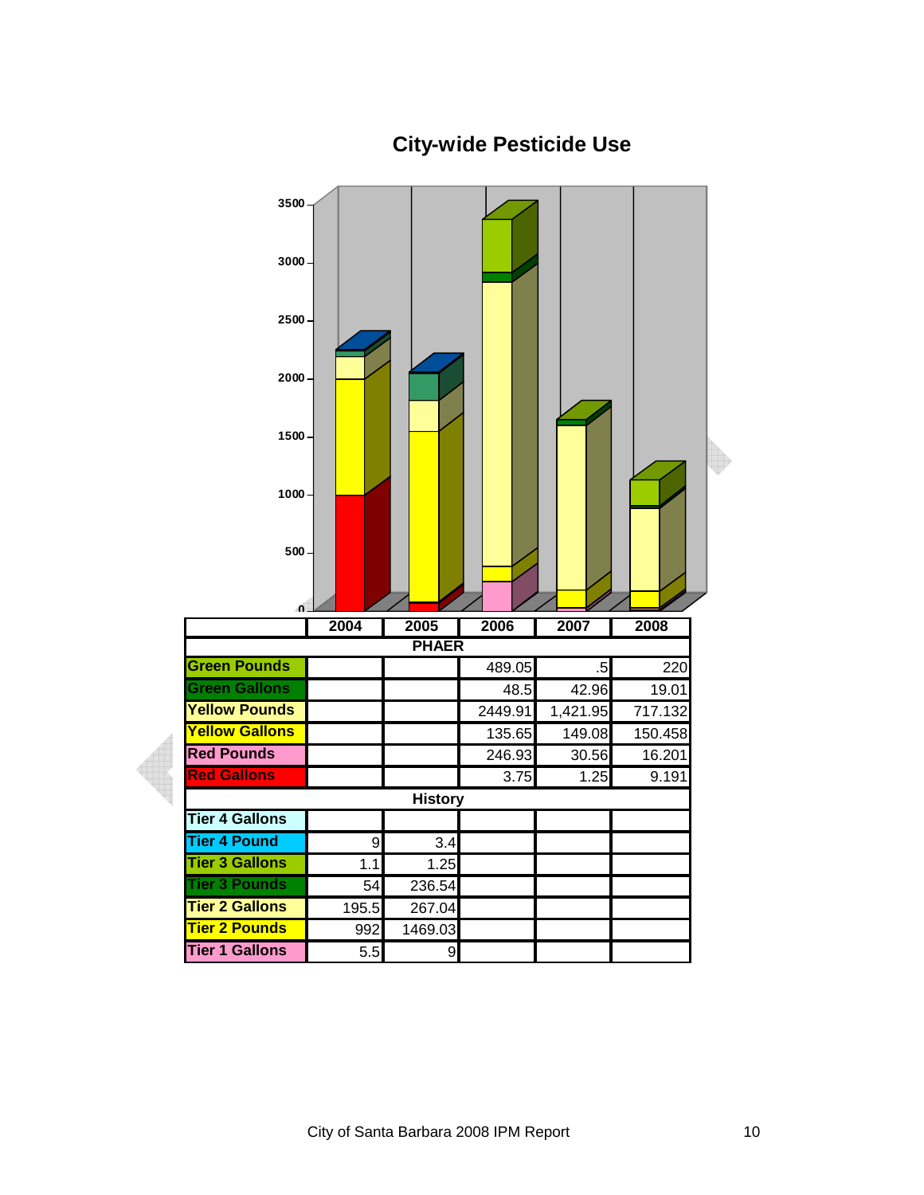# City-wide Pesticide Use

| | 2004 | 2005 | 2006 | 2007 | 2008 |
|---|---|---|---|---|---|
| **PHAER** | | | | | |
| Green Pounds | | | 489.05 | .5 | 220 |
| Green Gallons | | | 48.5 | 42.96 | 19.01 |
| Yellow Pounds | | | 2449.91 | 1,421.95 | 717.132 |
| Yellow Gallons | | | 135.65 | 149.08 | 150.458 |
| Red Pounds | | | 246.93 | 30.56 | 16.201 |
| Red Gallons | | | 3.75 | 1.25 | 9.191 |
| **History** | | | | | |
| Tier 4 Gallons | | | | | |
| Tier 4 Pound | 9 | 3.4 | | | |
| Tier 3 Gallons | 1.1 | 1.25 | | | |
| Tier 3 Pounds | 54 | 236.54 | | | |
| Tier 2 Gallons | 195.5 | 267.04 | | | |
| Tier 2 Pounds | 992 | 1469.03 | | | |
| Tier 1 Gallons | 5.5 | 9 | | | |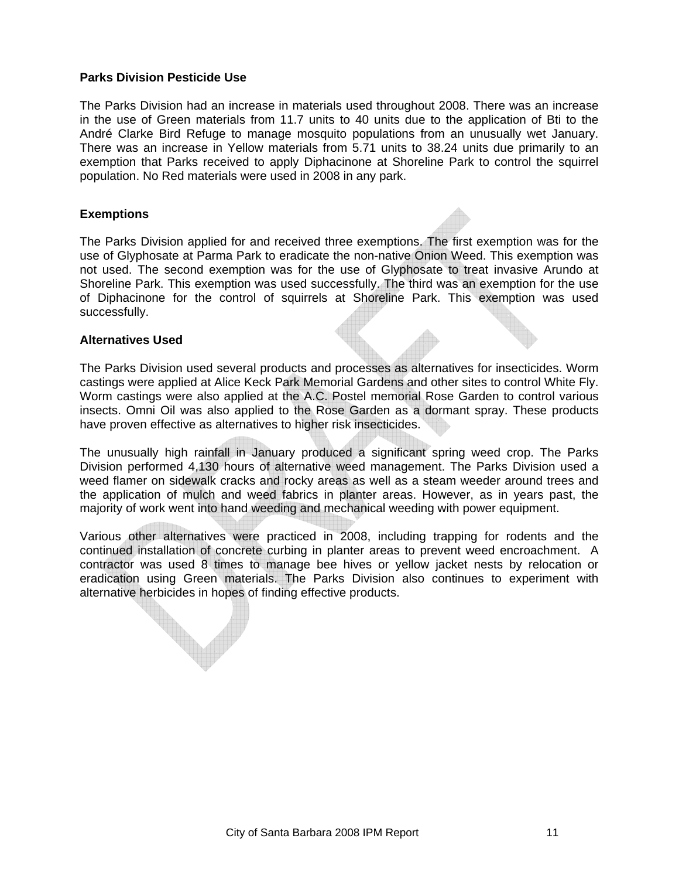**Parks Division Pesticide Use**

The Parks Division had an increase in materials used throughout 2008. There was an increase in the use of Green materials from 11.7 units to 40 units due to the application of Bti to the André Clarke Bird Refuge to manage mosquito populations from an unusually wet January. There was an increase in Yellow materials from 5.71 units to 38.24 units due primarily to an exemption that Parks received to apply Diphacinone at Shoreline Park to control the squirrel population. No Red materials were used in 2008 in any park.

**Exemptions**

The Parks Division applied for and received three exemptions. The first exemption was for the use of Glyphosate at Parma Park to eradicate the non-native Onion Weed. This exemption was not used. The second exemption was for the use of Glyphosate to treat invasive Arundo at Shoreline Park. This exemption was used successfully. The third was an exemption for the use of Diphacinone for the control of squirrels at Shoreline Park. This exemption was used successfully.

**Alternatives Used**

The Parks Division used several products and processes as alternatives for insecticides. Worm castings were applied at Alice Keck Park Memorial Gardens and other sites to control White Fly. Worm castings were also applied at the A.C. Postel memorial Rose Garden to control various insects. Omni Oil was also applied to the Rose Garden as a dormant spray. These products have proven effective as alternatives to higher risk insecticides.

The unusually high rainfall in January produced a significant spring weed crop. The Parks Division performed 4,130 hours of alternative weed management. The Parks Division used a weed flamer on sidewalk cracks and rocky areas as well as a steam weeder around trees and the application of mulch and weed fabrics in planter areas. However, as in years past, the majority of work went into hand weeding and mechanical weeding with power equipment.

Various other alternatives were practiced in 2008, including trapping for rodents and the continued installation of concrete curbing in planter areas to prevent weed encroachment. A contractor was used 8 times to manage bee hives or yellow jacket nests by relocation or eradication using Green materials. The Parks Division also continues to experiment with alternative herbicides in hopes of finding effective products.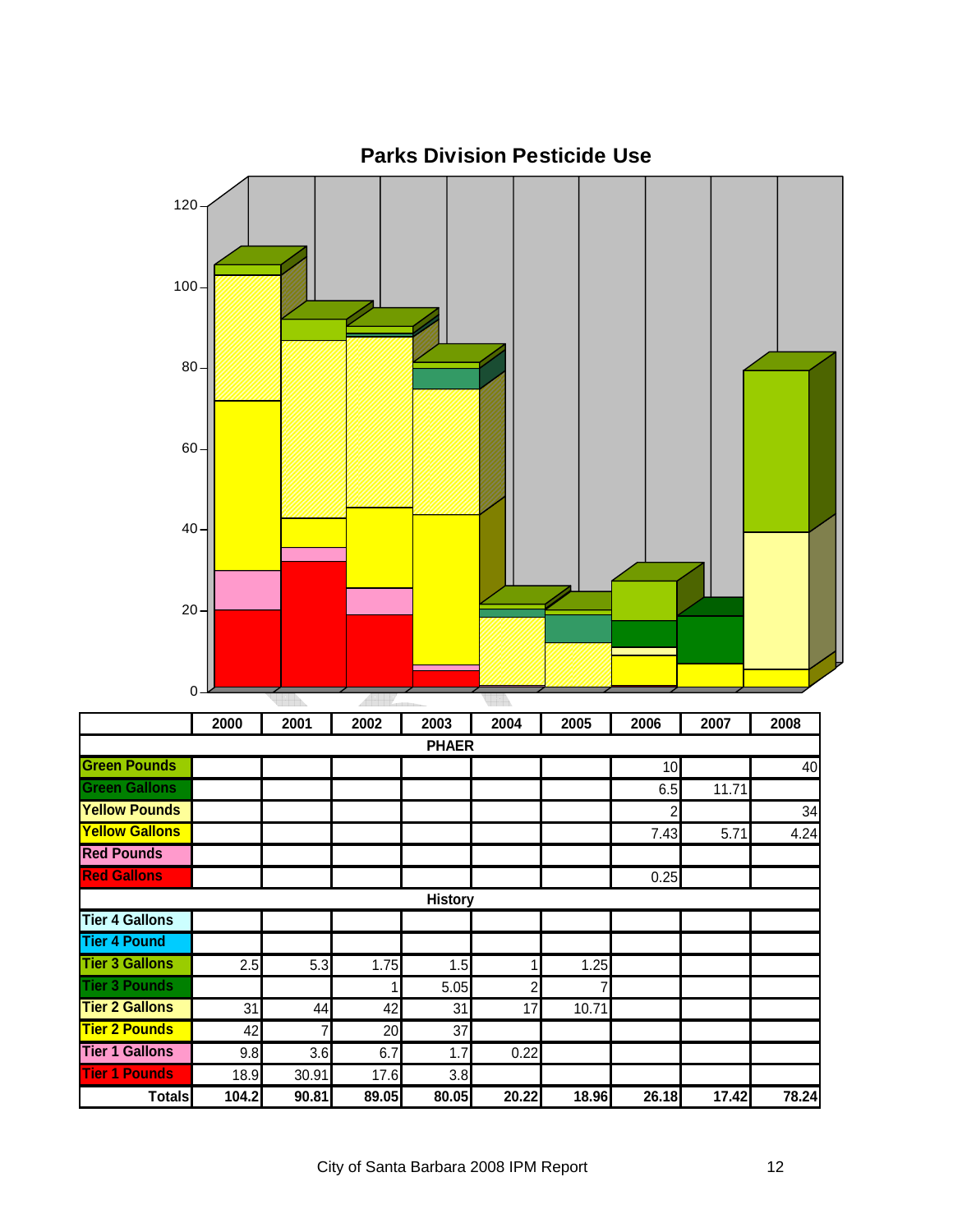## Parks Division Pesticide Use

| | 2000 | 2001 | 2002 | 2003 | 2004 | 2005 | 2006 | 2007 | 2008 |
|---|---|---|---|---|---|---|---|---|---|
| **PHAER** | | | | | | | | | |
| Green Pounds | | | | | | | 10 | | 40 |
| Green Gallons | | | | | | | 6.5 | 11.71 | |
| Yellow Pounds | | | | | | | 2 | | 34 |
| Yellow Gallons | | | | | | | 7.43 | 5.71 | 4.24 |
| Red Pounds | | | | | | | | | |
| Red Gallons | | | | | | | 0.25 | | |
| **History** | | | | | | | | | |
| Tier 4 Gallons | | | | | | | | | |
| Tier 4 Pound | | | | | | | | | |
| Tier 3 Gallons | 2.5 | 5.3 | 1.75 | 1.5 | 1 | 1.25 | | | |
| Tier 3 Pounds | | | 1 | 5.05 | 2 | 7 | | | |
| Tier 2 Gallons | 31 | 44 | 42 | 31 | 17 | 10.71 | | | |
| Tier 2 Pounds | 42 | 7 | 20 | 37 | | | | | |
| Tier 1 Gallons | 9.8 | 3.6 | 6.7 | 1.7 | 0.22 | | | | |
| Tier 1 Pounds | 18.9 | 30.91 | 17.6 | 3.8 | | | | | |
| **Totals** | **104.2** | **90.81** | **89.05** | **80.05** | **20.22** | **18.96** | **26.18** | **17.42** | **78.24** |

City of Santa Barbara 2008 IPM Report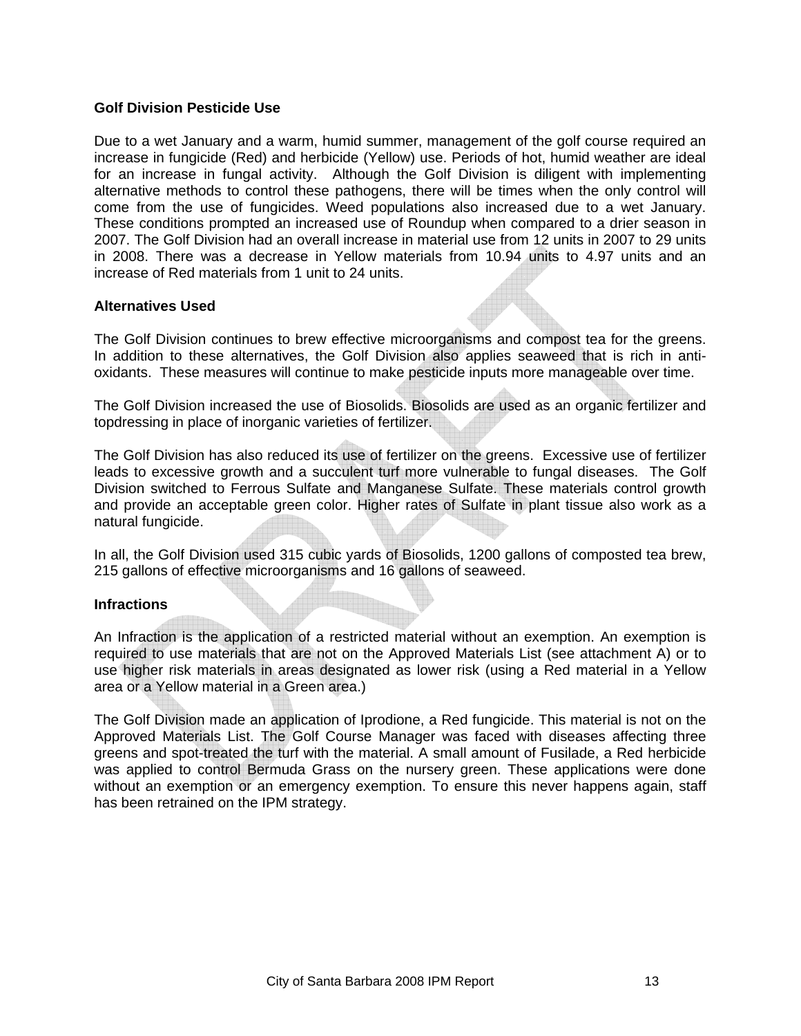### Golf Division Pesticide Use

Due to a wet January and a warm, humid summer, management of the golf course required an increase in fungicide (Red) and herbicide (Yellow) use. Periods of hot, humid weather are ideal for an increase in fungal activity. Although the Golf Division is diligent with implementing alternative methods to control these pathogens, there will be times when the only control will come from the use of fungicides. Weed populations also increased due to a wet January. These conditions prompted an increased use of Roundup when compared to a drier season in 2007. The Golf Division had an overall increase in material use from 12 units in 2007 to 29 units in 2008. There was a decrease in Yellow materials from 10.94 units to 4.97 units and an increase of Red materials from 1 unit to 24 units.

### Alternatives Used

The Golf Division continues to brew effective microorganisms and compost tea for the greens. In addition to these alternatives, the Golf Division also applies seaweed that is rich in anti-oxidants. These measures will continue to make pesticide inputs more manageable over time.

The Golf Division increased the use of Biosolids. Biosolids are used as an organic fertilizer and topdressing in place of inorganic varieties of fertilizer.

The Golf Division has also reduced its use of fertilizer on the greens. Excessive use of fertilizer leads to excessive growth and a succulent turf more vulnerable to fungal diseases. The Golf Division switched to Ferrous Sulfate and Manganese Sulfate. These materials control growth and provide an acceptable green color. Higher rates of Sulfate in plant tissue also work as a natural fungicide.

In all, the Golf Division used 315 cubic yards of Biosolids, 1200 gallons of composted tea brew, 215 gallons of effective microorganisms and 16 gallons of seaweed.

### Infractions

An Infraction is the application of a restricted material without an exemption. An exemption is required to use materials that are not on the Approved Materials List (see attachment A) or to use higher risk materials in areas designated as lower risk (using a Red material in a Yellow area or a Yellow material in a Green area.)

The Golf Division made an application of Iprodione, a Red fungicide. This material is not on the Approved Materials List. The Golf Course Manager was faced with diseases affecting three greens and spot-treated the turf with the material. A small amount of Fusilade, a Red herbicide was applied to control Bermuda Grass on the nursery green. These applications were done without an exemption or an emergency exemption. To ensure this never happens again, staff has been retrained on the IPM strategy.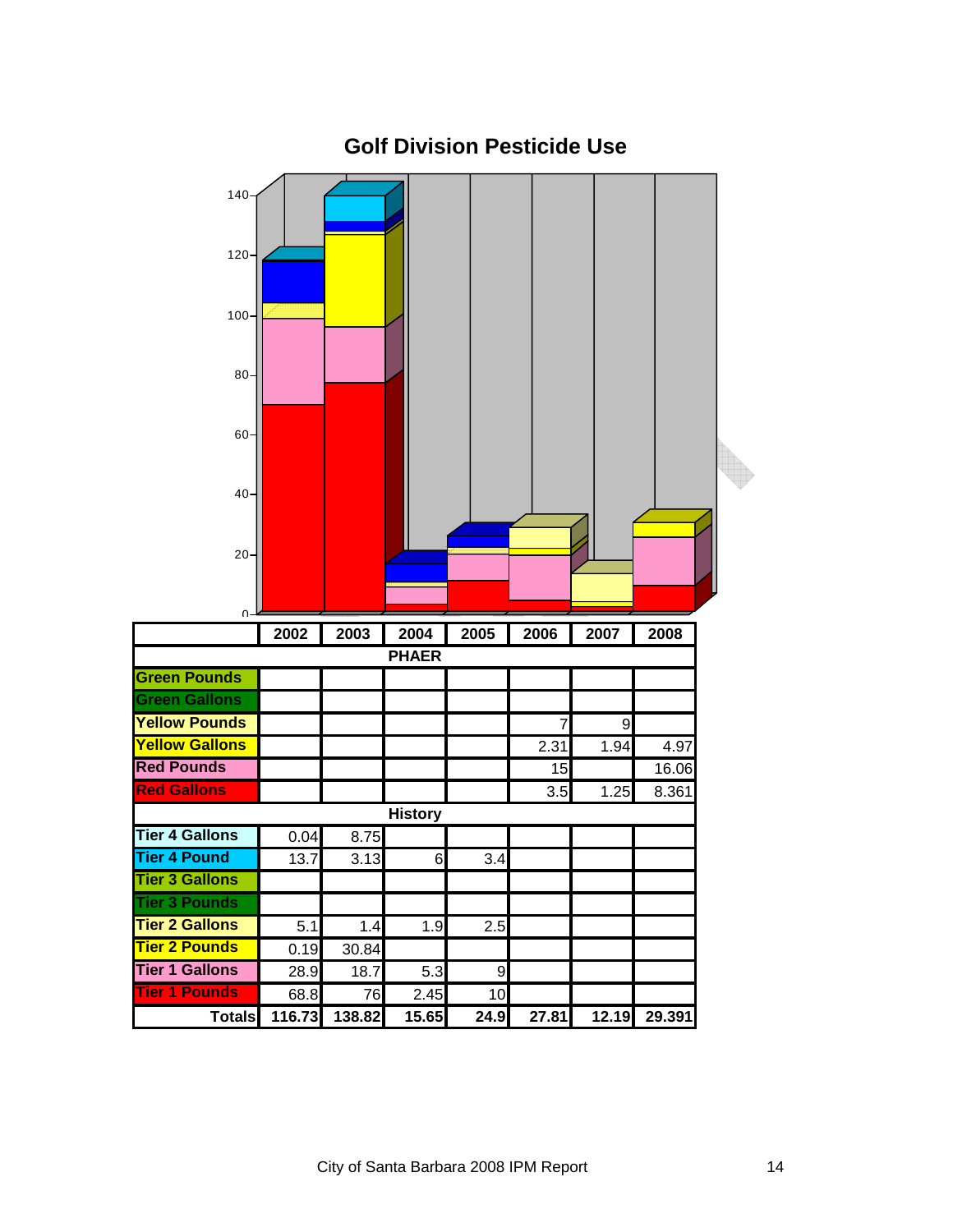## Golf Division Pesticide Use

| | 2002 | 2003 | 2004 | 2005 | 2006 | 2007 | 2008 |
|---|---|---|---|---|---|---|---|
| **PHAER** | | | | | | | |
| Green Pounds | | | | | | | |
| Green Gallons | | | | | | | |
| Yellow Pounds | | | | | 7 | 9 | |
| Yellow Gallons | | | | | 2.31 | 1.94 | 4.97 |
| Red Pounds | | | | | 15 | | 16.06 |
| Red Gallons | | | | | 3.5 | 1.25 | 8.361 |
| **History** | | | | | | | |
| Tier 4 Gallons | 0.04 | 8.75 | | | | | |
| Tier 4 Pound | 13.7 | 3.13 | 6 | 3.4 | | | |
| Tier 3 Gallons | | | | | | | |
| Tier 3 Pounds | | | | | | | |
| Tier 2 Gallons | 5.1 | 1.4 | 1.9 | 2.5 | | | |
| Tier 2 Pounds | 0.19 | 30.84 | | | | | |
| Tier 1 Gallons | 28.9 | 18.7 | 5.3 | 9 | | | |
| Tier 1 Pounds | 68.8 | 76 | 2.45 | 10 | | | |
| **Totals** | **116.73** | **138.82** | **15.65** | **24.9** | **27.81** | **12.19** | **29.391** |

City of Santa Barbara 2008 IPM Report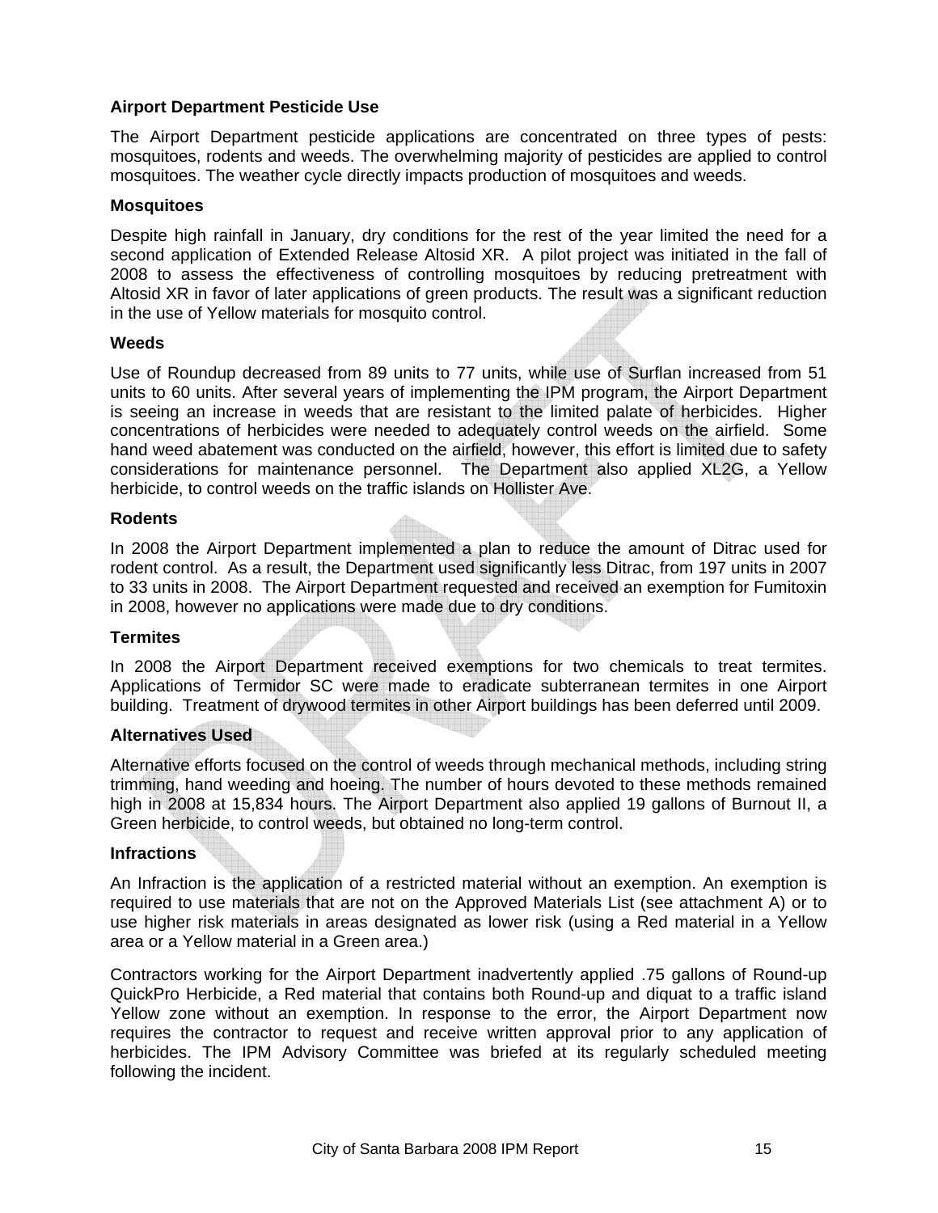### Airport Department Pesticide Use

The Airport Department pesticide applications are concentrated on three types of pests: mosquitoes, rodents and weeds. The overwhelming majority of pesticides are applied to control mosquitoes. The weather cycle directly impacts production of mosquitoes and weeds.

#### Mosquitoes

Despite high rainfall in January, dry conditions for the rest of the year limited the need for a second application of Extended Release Altosid XR. A pilot project was initiated in the fall of 2008 to assess the effectiveness of controlling mosquitoes by reducing pretreatment with Altosid XR in favor of later applications of green products. The result was a significant reduction in the use of Yellow materials for mosquito control.

#### Weeds

Use of Roundup decreased from 89 units to 77 units, while use of Surflan increased from 51 units to 60 units. After several years of implementing the IPM program, the Airport Department is seeing an increase in weeds that are resistant to the limited palate of herbicides. Higher concentrations of herbicides were needed to adequately control weeds on the airfield. Some hand weed abatement was conducted on the airfield, however, this effort is limited due to safety considerations for maintenance personnel. The Department also applied XL2G, a Yellow herbicide, to control weeds on the traffic islands on Hollister Ave.

#### Rodents

In 2008 the Airport Department implemented a plan to reduce the amount of Ditrac used for rodent control. As a result, the Department used significantly less Ditrac, from 197 units in 2007 to 33 units in 2008. The Airport Department requested and received an exemption for Fumitoxin in 2008, however no applications were made due to dry conditions.

#### Termites

In 2008 the Airport Department received exemptions for two chemicals to treat termites. Applications of Termidor SC were made to eradicate subterranean termites in one Airport building. Treatment of drywood termites in other Airport buildings has been deferred until 2009.

#### Alternatives Used

Alternative efforts focused on the control of weeds through mechanical methods, including string trimming, hand weeding and hoeing. The number of hours devoted to these methods remained high in 2008 at 15,834 hours. The Airport Department also applied 19 gallons of Burnout II, a Green herbicide, to control weeds, but obtained no long-term control.

#### Infractions

An Infraction is the application of a restricted material without an exemption. An exemption is required to use materials that are not on the Approved Materials List (see attachment A) or to use higher risk materials in areas designated as lower risk (using a Red material in a Yellow area or a Yellow material in a Green area.)

Contractors working for the Airport Department inadvertently applied .75 gallons of Round-up QuickPro Herbicide, a Red material that contains both Round-up and diquat to a traffic island Yellow zone without an exemption. In response to the error, the Airport Department now requires the contractor to request and receive written approval prior to any application of herbicides. The IPM Advisory Committee was briefed at its regularly scheduled meeting following the incident.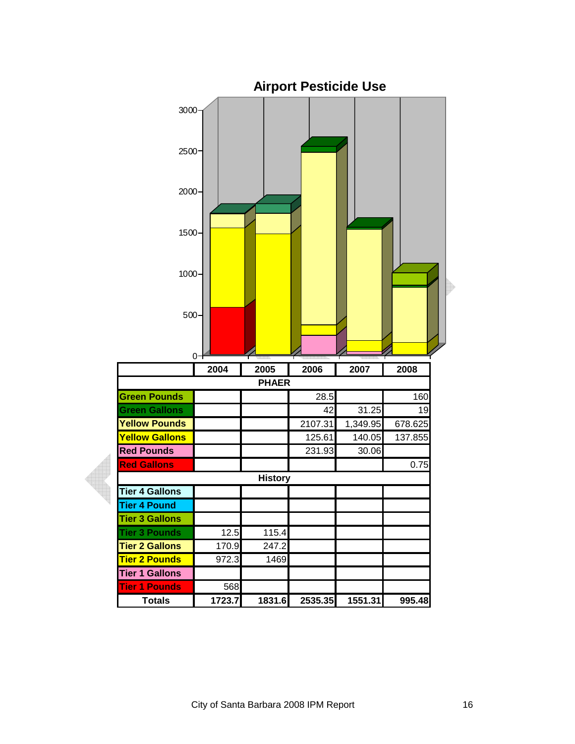## Airport Pesticide Use

| | 2004 | 2005 | 2006 | 2007 | 2008 |
|---|---|---|---|---|---|
| **PHAER** | | | | | |
| Green Pounds | | | 28.5 | | 160 |
| Green Gallons | | | 42 | 31.25 | 19 |
| Yellow Pounds | | | 2107.31 | 1,349.95 | 678.625 |
| Yellow Gallons | | | 125.61 | 140.05 | 137.855 |
| Red Pounds | | | 231.93 | 30.06 | |
| Red Gallons | | | | | 0.75 |
| **History** | | | | | |
| Tier 4 Gallons | | | | | |
| Tier 4 Pound | | | | | |
| Tier 3 Gallons | | | | | |
| Tier 3 Pounds | 12.5 | 115.4 | | | |
| Tier 2 Gallons | 170.9 | 247.2 | | | |
| Tier 2 Pounds | 972.3 | 1469 | | | |
| Tier 1 Gallons | | | | | |
| Tier 1 Pounds | 568 | | | | |
| **Totals** | **1723.7** | **1831.6** | **2535.35** | **1551.31** | **995.48** |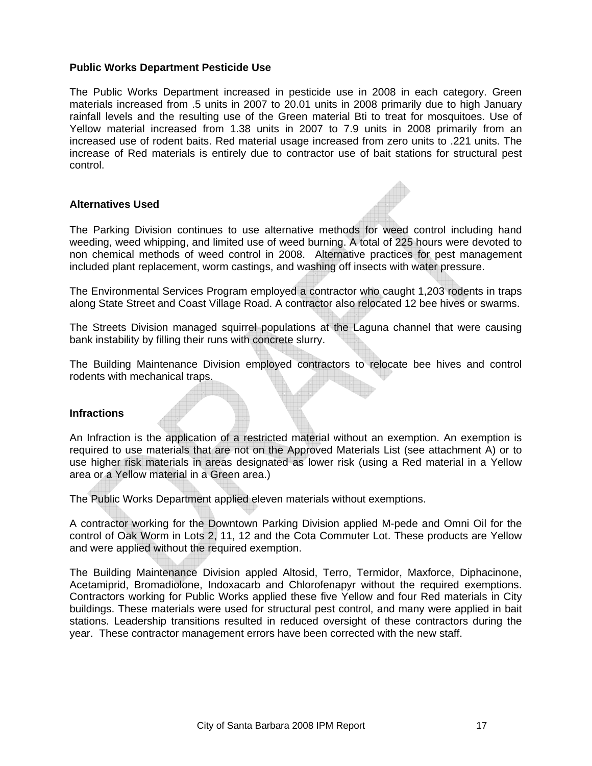### Public Works Department Pesticide Use

The Public Works Department increased in pesticide use in 2008 in each category. Green materials increased from .5 units in 2007 to 20.01 units in 2008 primarily due to high January rainfall levels and the resulting use of the Green material Bti to treat for mosquitoes. Use of Yellow material increased from 1.38 units in 2007 to 7.9 units in 2008 primarily from an increased use of rodent baits. Red material usage increased from zero units to .221 units. The increase of Red materials is entirely due to contractor use of bait stations for structural pest control.

### Alternatives Used

The Parking Division continues to use alternative methods for weed control including hand weeding, weed whipping, and limited use of weed burning. A total of 225 hours were devoted to non chemical methods of weed control in 2008. Alternative practices for pest management included plant replacement, worm castings, and washing off insects with water pressure.

The Environmental Services Program employed a contractor who caught 1,203 rodents in traps along State Street and Coast Village Road. A contractor also relocated 12 bee hives or swarms.

The Streets Division managed squirrel populations at the Laguna channel that were causing bank instability by filling their runs with concrete slurry.

The Building Maintenance Division employed contractors to relocate bee hives and control rodents with mechanical traps.

### Infractions

An Infraction is the application of a restricted material without an exemption. An exemption is required to use materials that are not on the Approved Materials List (see attachment A) or to use higher risk materials in areas designated as lower risk (using a Red material in a Yellow area or a Yellow material in a Green area.)

The Public Works Department applied eleven materials without exemptions.

A contractor working for the Downtown Parking Division applied M-pede and Omni Oil for the control of Oak Worm in Lots 2, 11, 12 and the Cota Commuter Lot. These products are Yellow and were applied without the required exemption.

The Building Maintenance Division appled Altosid, Terro, Termidor, Maxforce, Diphacinone, Acetamiprid, Bromadiolone, Indoxacarb and Chlorofenapyr without the required exemptions. Contractors working for Public Works applied these five Yellow and four Red materials in City buildings. These materials were used for structural pest control, and many were applied in bait stations. Leadership transitions resulted in reduced oversight of these contractors during the year. These contractor management errors have been corrected with the new staff.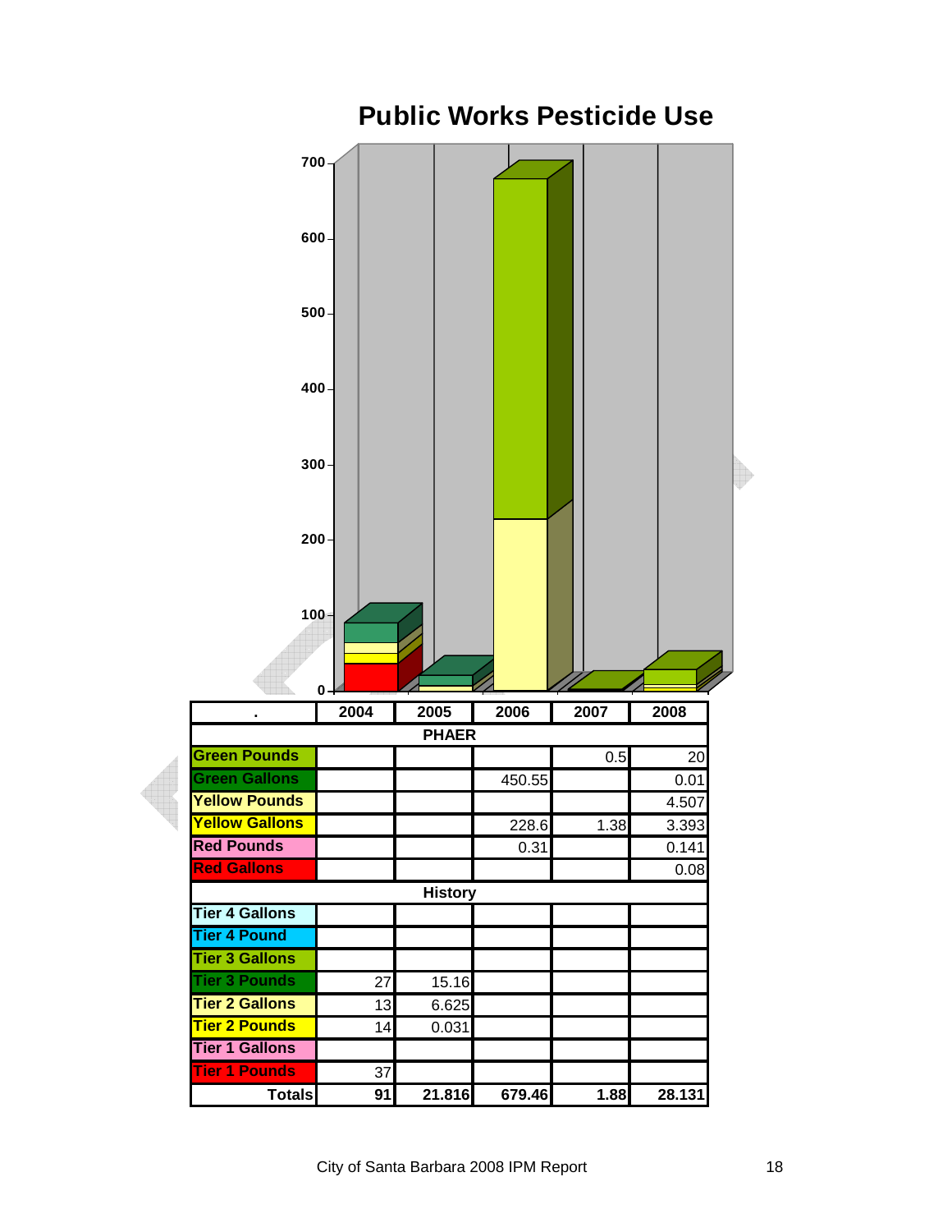# Public Works Pesticide Use

| . | 2004 | 2005 | 2006 | 2007 | 2008 |
|---|---|---|---|---|---|
| **PHAER** | | | | | |
| Green Pounds | | | | 0.5 | 20 |
| Green Gallons | | | 450.55 | | 0.01 |
| Yellow Pounds | | | | | 4.507 |
| Yellow Gallons | | | 228.6 | 1.38 | 3.393 |
| Red Pounds | | | 0.31 | | 0.141 |
| Red Gallons | | | | | 0.08 |
| **History** | | | | | |
| Tier 4 Gallons | | | | | |
| Tier 4 Pound | | | | | |
| Tier 3 Gallons | | | | | |
| Tier 3 Pounds | 27 | 15.16 | | | |
| Tier 2 Gallons | 13 | 6.625 | | | |
| Tier 2 Pounds | 14 | 0.031 | | | |
| Tier 1 Gallons | | | | | |
| Tier 1 Pounds | 37 | | | | |
| **Totals** | **91** | **21.816** | **679.46** | **1.88** | **28.131** |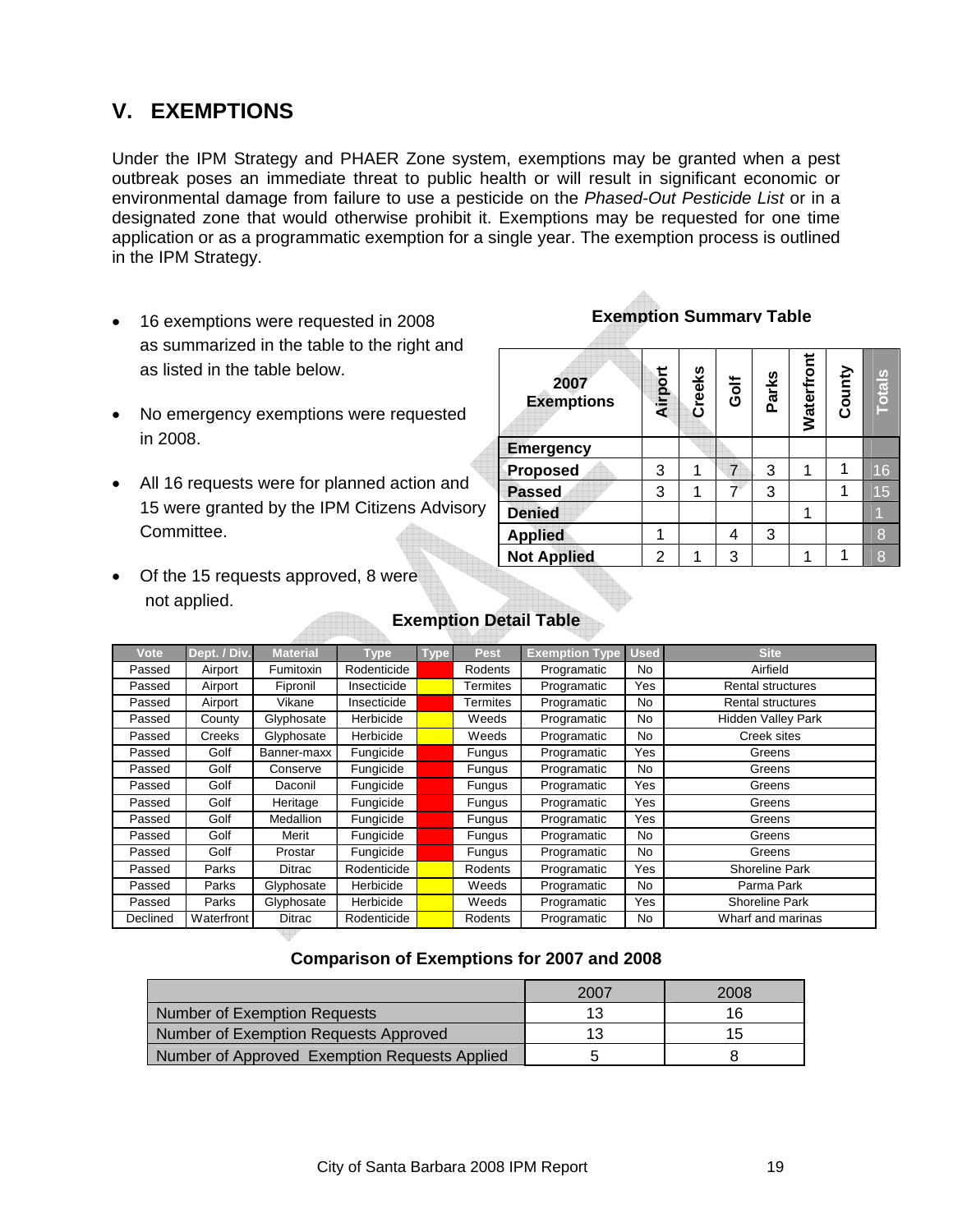## V. EXEMPTIONS

Under the IPM Strategy and PHAER Zone system, exemptions may be granted when a pest outbreak poses an immediate threat to public health or will result in significant economic or environmental damage from failure to use a pesticide on the *Phased-Out Pesticide List* or in a designated zone that would otherwise prohibit it. Exemptions may be requested for one time application or as a programmatic exemption for a single year. The exemption process is outlined in the IPM Strategy.

- 16 exemptions were requested in 2008 as summarized in the table to the right and as listed in the table below.
- No emergency exemptions were requested in 2008.
- All 16 requests were for planned action and 15 were granted by the IPM Citizens Advisory Committee.
- Of the 15 requests approved, 8 were not applied.

**Exemption Summary Table**

| 2007 Exemptions | Airport | Creeks | Golf | Parks | Waterfront | County | Totals |
|---|---|---|---|---|---|---|---|
| **Emergency** | | | | | | | |
| **Proposed** | 3 | 1 | 7 | 3 | 1 | 1 | 16 |
| **Passed** | 3 | 1 | 7 | 3 | | 1 | 15 |
| **Denied** | | | | | 1 | | 1 |
| **Applied** | 1 | | 4 | 3 | | | 8 |
| **Not Applied** | 2 | 1 | 3 | | 1 | 1 | 8 |

**Exemption Detail Table**

| Vote | Dept. / Div. | Material | Type | Type | Pest | Exemption Type | Used | Site |
|---|---|---|---|---|---|---|---|---|
| Passed | Airport | Fumitoxin | Rodenticide | | Rodents | Programatic | No | Airfield |
| Passed | Airport | Fipronil | Insecticide | | Termites | Programatic | Yes | Rental structures |
| Passed | Airport | Vikane | Insecticide | | Termites | Programatic | No | Rental structures |
| Passed | County | Glyphosate | Herbicide | | Weeds | Programatic | No | Hidden Valley Park |
| Passed | Creeks | Glyphosate | Herbicide | | Weeds | Programatic | No | Creek sites |
| Passed | Golf | Banner-maxx | Fungicide | | Fungus | Programatic | Yes | Greens |
| Passed | Golf | Conserve | Fungicide | | Fungus | Programatic | No | Greens |
| Passed | Golf | Daconil | Fungicide | | Fungus | Programatic | Yes | Greens |
| Passed | Golf | Heritage | Fungicide | | Fungus | Programatic | Yes | Greens |
| Passed | Golf | Medallion | Fungicide | | Fungus | Programatic | Yes | Greens |
| Passed | Golf | Merit | Fungicide | | Fungus | Programatic | No | Greens |
| Passed | Golf | Prostar | Fungicide | | Fungus | Programatic | No | Greens |
| Passed | Parks | Ditrac | Rodenticide | | Rodents | Programatic | Yes | Shoreline Park |
| Passed | Parks | Glyphosate | Herbicide | | Weeds | Programatic | No | Parma Park |
| Passed | Parks | Glyphosate | Herbicide | | Weeds | Programatic | Yes | Shoreline Park |
| Declined | Waterfront | Ditrac | Rodenticide | | Rodents | Programatic | No | Wharf and marinas |

**Comparison of Exemptions for 2007 and 2008**

| | 2007 | 2008 |
|---|---|---|
| Number of Exemption Requests | 13 | 16 |
| Number of Exemption Requests Approved | 13 | 15 |
| Number of Approved Exemption Requests Applied | 5 | 8 |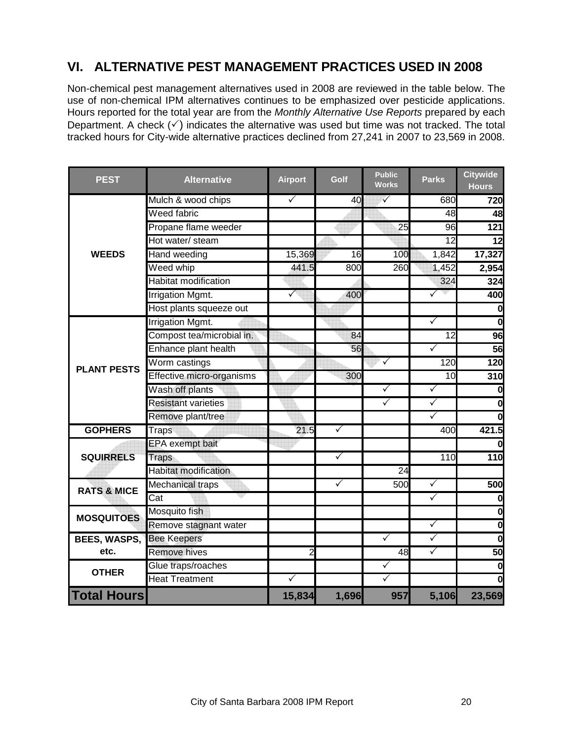## VI. ALTERNATIVE PEST MANAGEMENT PRACTICES USED IN 2008

Non-chemical pest management alternatives used in 2008 are reviewed in the table below. The use of non-chemical IPM alternatives continues to be emphasized over pesticide applications. Hours reported for the total year are from the *Monthly Alternative Use Reports* prepared by each Department. A check (✓) indicates the alternative was used but time was not tracked. The total tracked hours for City-wide alternative practices declined from 27,241 in 2007 to 23,569 in 2008.

| PEST | Alternative | Airport | Golf | Public Works | Parks | Citywide Hours |
|---|---|---|---|---|---|---|
| WEEDS | Mulch & wood chips | ✓ | 40 | ✓ | 680 | **720** |
| | Weed fabric | | | | 48 | **48** |
| | Propane flame weeder | | | 25 | 96 | **121** |
| | Hot water/ steam | | | | 12 | **12** |
| | Hand weeding | 15,369 | 16 | 100 | 1,842 | **17,327** |
| | Weed whip | 441.5 | 800 | 260 | 1,452 | **2,954** |
| | Habitat modification | | | | 324 | **324** |
| | Irrigation Mgmt. | ✓ | 400 | | ✓ | **400** |
| | Host plants squeeze out | | | | | **0** |
| PLANT PESTS | Irrigation Mgmt. | | | | ✓ | **0** |
| | Compost tea/microbial in. | | 84 | | 12 | **96** |
| | Enhance plant health | | 56 | | ✓ | **56** |
| | Worm castings | | | ✓ | 120 | **120** |
| | Effective micro-organisms | | 300 | | 10 | **310** |
| | Wash off plants | | | ✓ | ✓ | **0** |
| | Resistant varieties | | | ✓ | ✓ | **0** |
| | Remove plant/tree | | | | ✓ | **0** |
| GOPHERS | Traps | 21.5 | ✓ | | 400 | **421.5** |
| SQUIRRELS | EPA exempt bait | | | | | **0** |
| | Traps | | ✓ | | 110 | **110** |
| | Habitat modification | | | 24 | | |
| RATS & MICE | Mechanical traps | | ✓ | 500 | ✓ | **500** |
| | Cat | | | | ✓ | **0** |
| MOSQUITOES | Mosquito fish | | | | | **0** |
| | Remove stagnant water | | | | ✓ | **0** |
| BEES, WASPS, etc. | Bee Keepers | | | ✓ | ✓ | **0** |
| | Remove hives | 2 | | 48 | ✓ | **50** |
| OTHER | Glue traps/roaches | | | ✓ | | **0** |
| | Heat Treatment | ✓ | | ✓ | | **0** |
| **Total Hours** | | **15,834** | **1,696** | **957** | **5,106** | **23,569** |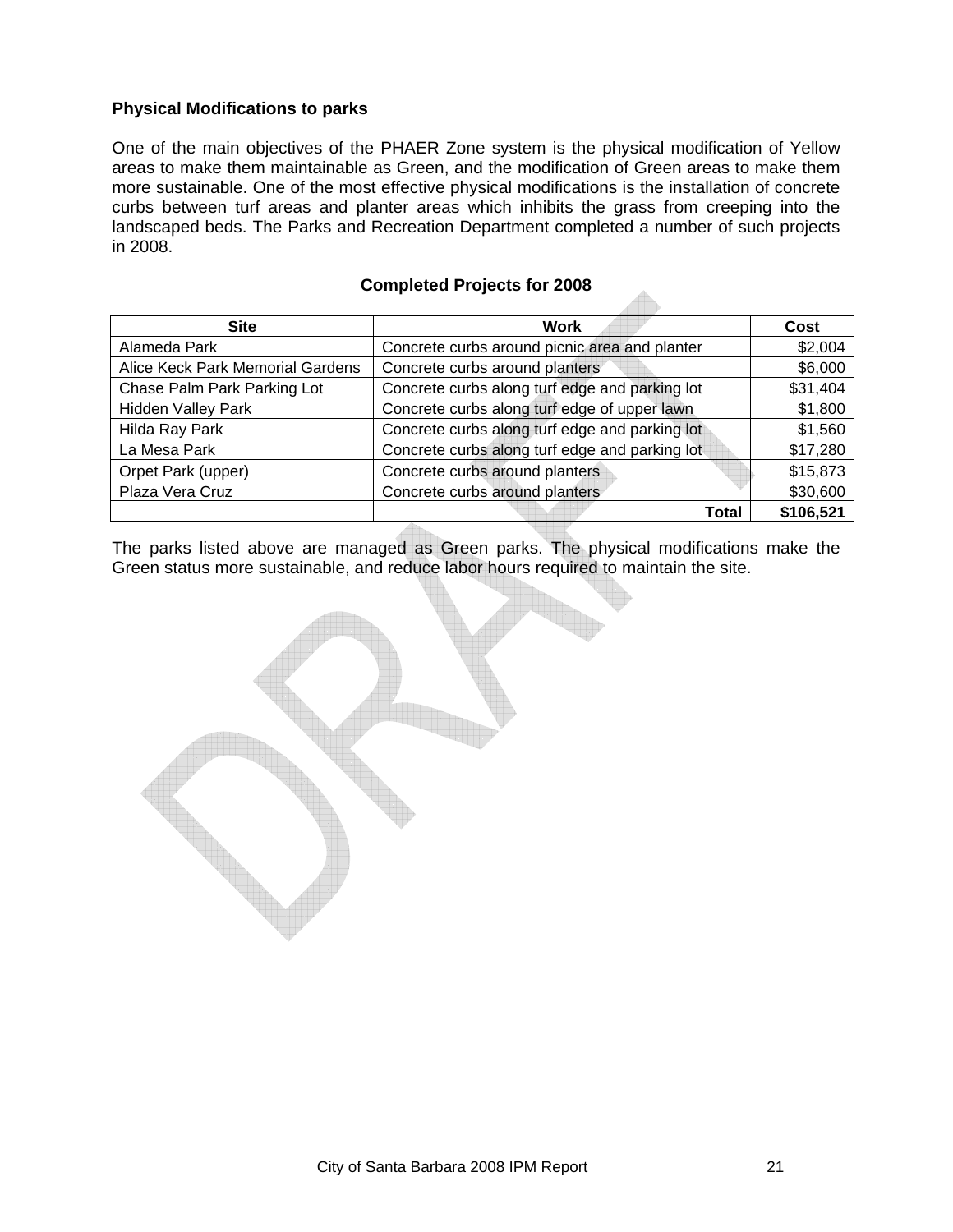### Physical Modifications to parks

One of the main objectives of the PHAER Zone system is the physical modification of Yellow areas to make them maintainable as Green, and the modification of Green areas to make them more sustainable. One of the most effective physical modifications is the installation of concrete curbs between turf areas and planter areas which inhibits the grass from creeping into the landscaped beds. The Parks and Recreation Department completed a number of such projects in 2008.

**Completed Projects for 2008**

| Site | Work | Cost |
|---|---|---|
| Alameda Park | Concrete curbs around picnic area and planter | $2,004 |
| Alice Keck Park Memorial Gardens | Concrete curbs around planters | $6,000 |
| Chase Palm Park Parking Lot | Concrete curbs along turf edge and parking lot | $31,404 |
| Hidden Valley Park | Concrete curbs along turf edge of upper lawn | $1,800 |
| Hilda Ray Park | Concrete curbs along turf edge and parking lot | $1,560 |
| La Mesa Park | Concrete curbs along turf edge and parking lot | $17,280 |
| Orpet Park (upper) | Concrete curbs around planters | $15,873 |
| Plaza Vera Cruz | Concrete curbs around planters | $30,600 |
| | **Total** | **$106,521** |

The parks listed above are managed as Green parks. The physical modifications make the Green status more sustainable, and reduce labor hours required to maintain the site.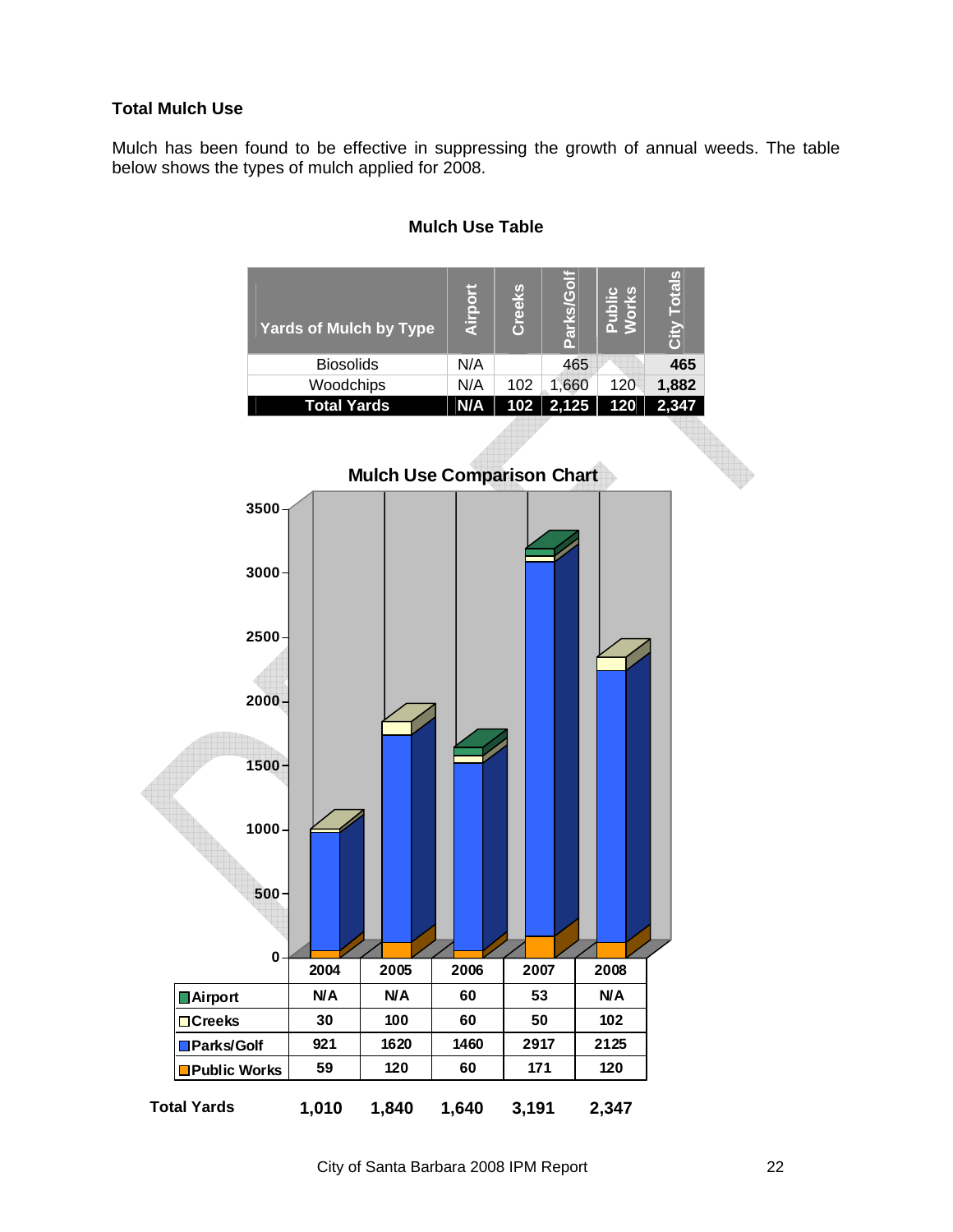### Total Mulch Use

Mulch has been found to be effective in suppressing the growth of annual weeds. The table below shows the types of mulch applied for 2008.

**Mulch Use Table**

| Yards of Mulch by Type | Airport | Creeks | Parks/Golf | Public Works | City Totals |
|---|---|---|---|---|---|
| Biosolids | N/A | | 465 | | 465 |
| Woodchips | N/A | 102 | 1,660 | 120 | 1,882 |
| **Total Yards** | **N/A** | **102** | **2,125** | **120** | **2,347** |

**Mulch Use Comparison Chart**

| | 2004 | 2005 | 2006 | 2007 | 2008 |
|---|---|---|---|---|---|
| Airport | N/A | N/A | 60 | 53 | N/A |
| Creeks | 30 | 100 | 60 | 50 | 102 |
| Parks/Golf | 921 | 1620 | 1460 | 2917 | 2125 |
| Public Works | 59 | 120 | 60 | 171 | 120 |
| **Total Yards** | **1,010** | **1,840** | **1,640** | **3,191** | **2,347** |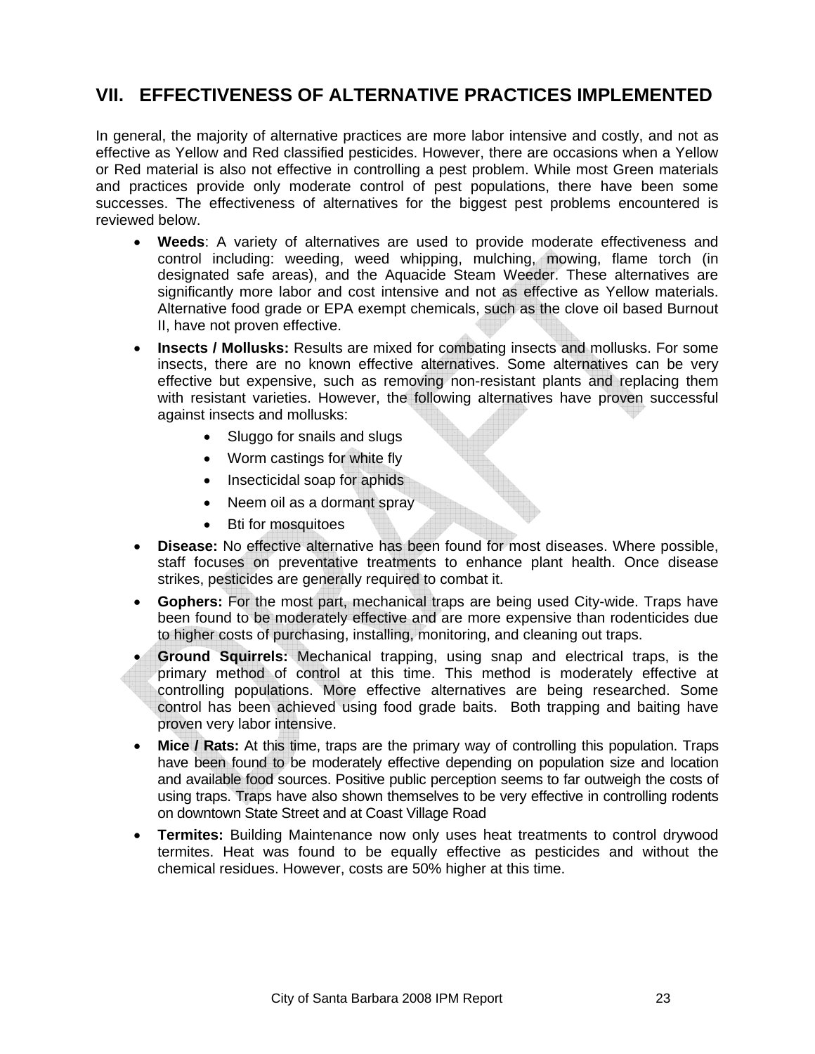## VII. EFFECTIVENESS OF ALTERNATIVE PRACTICES IMPLEMENTED

In general, the majority of alternative practices are more labor intensive and costly, and not as effective as Yellow and Red classified pesticides. However, there are occasions when a Yellow or Red material is also not effective in controlling a pest problem. While most Green materials and practices provide only moderate control of pest populations, there have been some successes. The effectiveness of alternatives for the biggest pest problems encountered is reviewed below.

- **Weeds**: A variety of alternatives are used to provide moderate effectiveness and control including: weeding, weed whipping, mulching, mowing, flame torch (in designated safe areas), and the Aquacide Steam Weeder. These alternatives are significantly more labor and cost intensive and not as effective as Yellow materials. Alternative food grade or EPA exempt chemicals, such as the clove oil based Burnout II, have not proven effective.
- **Insects / Mollusks:** Results are mixed for combating insects and mollusks. For some insects, there are no known effective alternatives. Some alternatives can be very effective but expensive, such as removing non-resistant plants and replacing them with resistant varieties. However, the following alternatives have proven successful against insects and mollusks:
    - Sluggo for snails and slugs
    - Worm castings for white fly
    - Insecticidal soap for aphids
    - Neem oil as a dormant spray
    - Bti for mosquitoes
- **Disease:** No effective alternative has been found for most diseases. Where possible, staff focuses on preventative treatments to enhance plant health. Once disease strikes, pesticides are generally required to combat it.
- **Gophers:** For the most part, mechanical traps are being used City-wide. Traps have been found to be moderately effective and are more expensive than rodenticides due to higher costs of purchasing, installing, monitoring, and cleaning out traps.
- **Ground Squirrels:** Mechanical trapping, using snap and electrical traps, is the primary method of control at this time. This method is moderately effective at controlling populations. More effective alternatives are being researched. Some control has been achieved using food grade baits. Both trapping and baiting have proven very labor intensive.
- **Mice / Rats:** At this time, traps are the primary way of controlling this population. Traps have been found to be moderately effective depending on population size and location and available food sources. Positive public perception seems to far outweigh the costs of using traps. Traps have also shown themselves to be very effective in controlling rodents on downtown State Street and at Coast Village Road
- **Termites:** Building Maintenance now only uses heat treatments to control drywood termites. Heat was found to be equally effective as pesticides and without the chemical residues. However, costs are 50% higher at this time.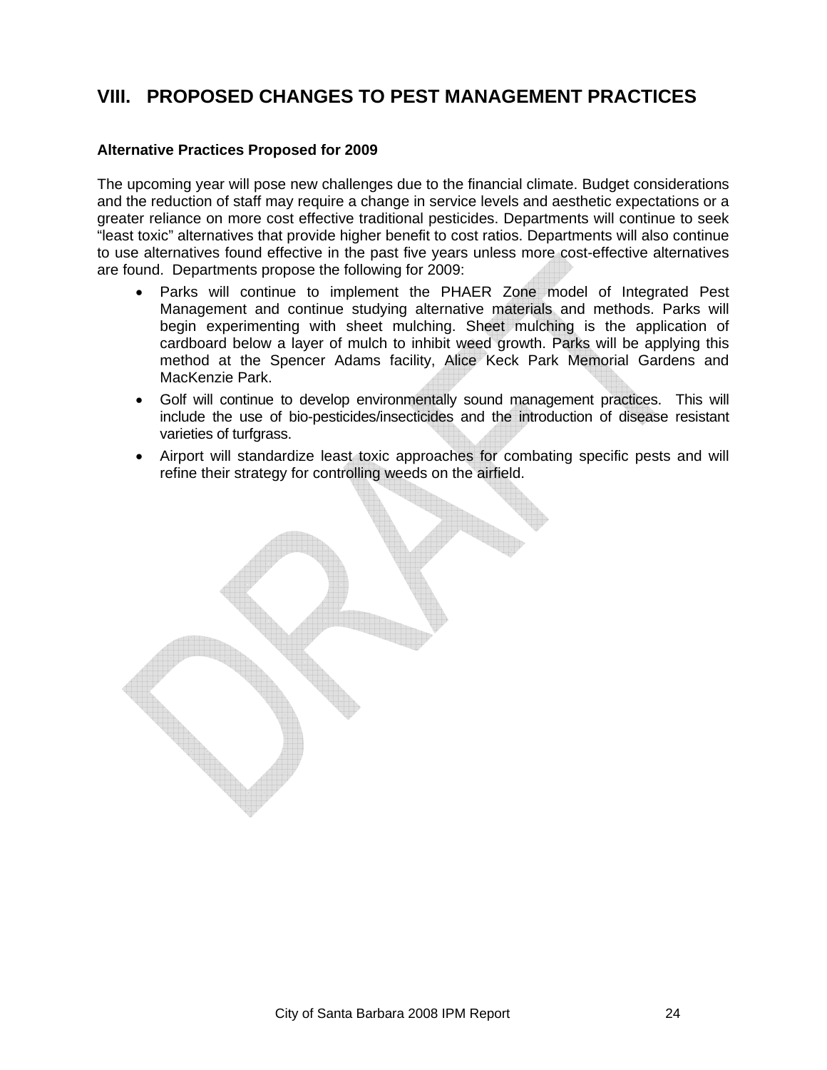# VIII. PROPOSED CHANGES TO PEST MANAGEMENT PRACTICES

**Alternative Practices Proposed for 2009**

The upcoming year will pose new challenges due to the financial climate. Budget considerations and the reduction of staff may require a change in service levels and aesthetic expectations or a greater reliance on more cost effective traditional pesticides. Departments will continue to seek "least toxic" alternatives that provide higher benefit to cost ratios. Departments will also continue to use alternatives found effective in the past five years unless more cost-effective alternatives are found. Departments propose the following for 2009:

- Parks will continue to implement the PHAER Zone model of Integrated Pest Management and continue studying alternative materials and methods. Parks will begin experimenting with sheet mulching. Sheet mulching is the application of cardboard below a layer of mulch to inhibit weed growth. Parks will be applying this method at the Spencer Adams facility, Alice Keck Park Memorial Gardens and MacKenzie Park.
- Golf will continue to develop environmentally sound management practices. This will include the use of bio-pesticides/insecticides and the introduction of disease resistant varieties of turfgrass.
- Airport will standardize least toxic approaches for combating specific pests and will refine their strategy for controlling weeds on the airfield.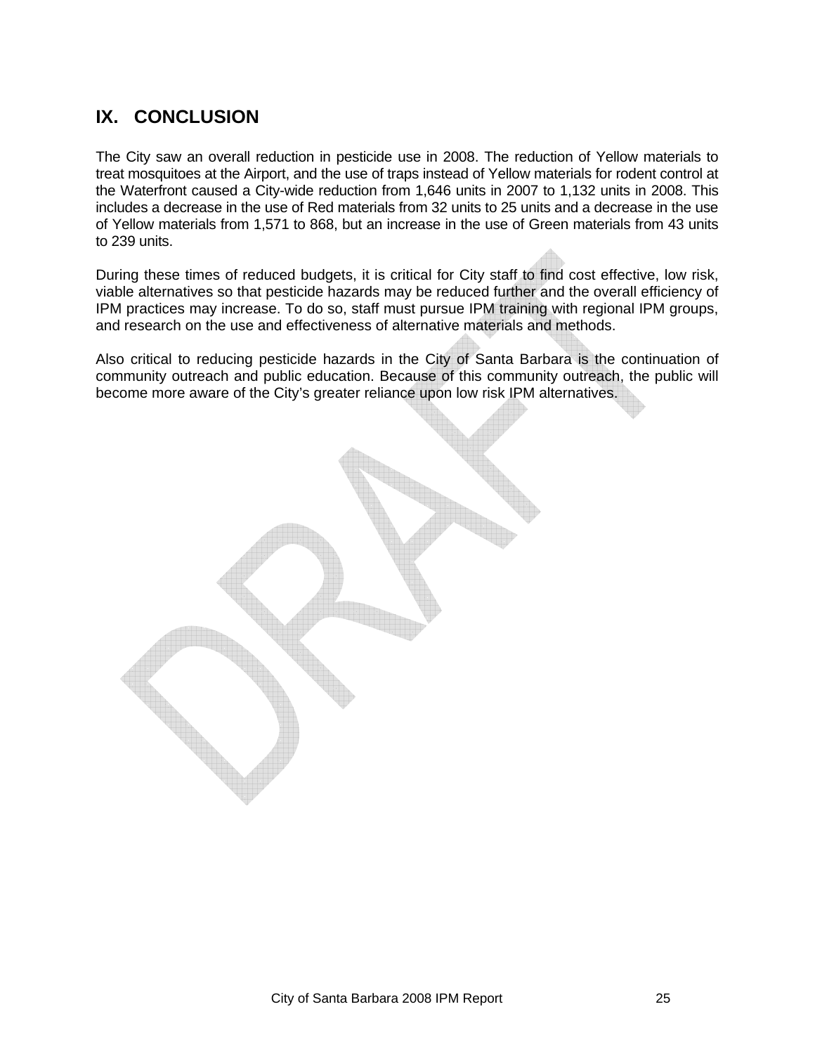## IX. CONCLUSION

The City saw an overall reduction in pesticide use in 2008. The reduction of Yellow materials to treat mosquitoes at the Airport, and the use of traps instead of Yellow materials for rodent control at the Waterfront caused a City-wide reduction from 1,646 units in 2007 to 1,132 units in 2008. This includes a decrease in the use of Red materials from 32 units to 25 units and a decrease in the use of Yellow materials from 1,571 to 868, but an increase in the use of Green materials from 43 units to 239 units.

During these times of reduced budgets, it is critical for City staff to find cost effective, low risk, viable alternatives so that pesticide hazards may be reduced further and the overall efficiency of IPM practices may increase. To do so, staff must pursue IPM training with regional IPM groups, and research on the use and effectiveness of alternative materials and methods.

Also critical to reducing pesticide hazards in the City of Santa Barbara is the continuation of community outreach and public education. Because of this community outreach, the public will become more aware of the City's greater reliance upon low risk IPM alternatives.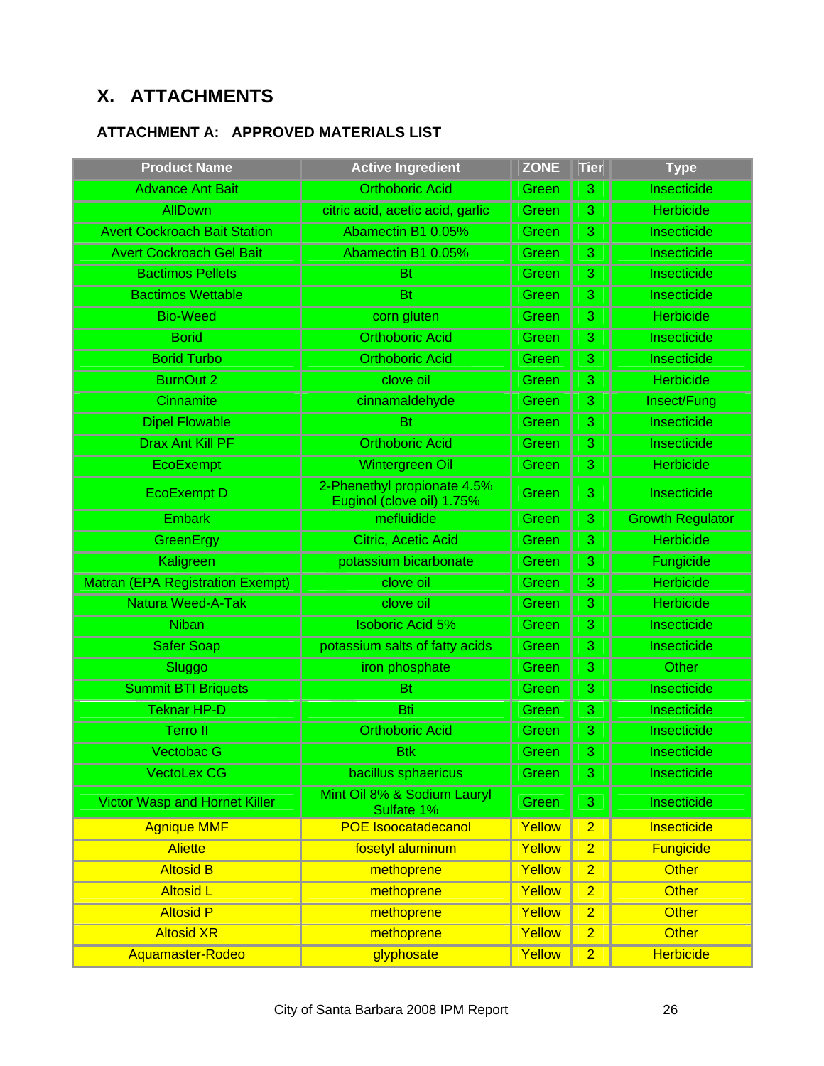# X. ATTACHMENTS

## ATTACHMENT A: APPROVED MATERIALS LIST

| Product Name | Active Ingredient | ZONE | Tier | Type |
|---|---|---|---|---|
| Advance Ant Bait | Orthoboric Acid | Green | 3 | Insecticide |
| AllDown | citric acid, acetic acid, garlic | Green | 3 | Herbicide |
| Avert Cockroach Bait Station | Abamectin B1 0.05% | Green | 3 | Insecticide |
| Avert Cockroach Gel Bait | Abamectin B1 0.05% | Green | 3 | Insecticide |
| Bactimos Pellets | Bt | Green | 3 | Insecticide |
| Bactimos Wettable | Bt | Green | 3 | Insecticide |
| Bio-Weed | corn gluten | Green | 3 | Herbicide |
| Borid | Orthoboric Acid | Green | 3 | Insecticide |
| Borid Turbo | Orthoboric Acid | Green | 3 | Insecticide |
| BurnOut 2 | clove oil | Green | 3 | Herbicide |
| Cinnamite | cinnamaldehyde | Green | 3 | Insect/Fung |
| Dipel Flowable | Bt | Green | 3 | Insecticide |
| Drax Ant Kill PF | Orthoboric Acid | Green | 3 | Insecticide |
| EcoExempt | Wintergreen Oil | Green | 3 | Herbicide |
| EcoExempt D | 2-Phenethyl propionate 4.5% Euginol (clove oil) 1.75% | Green | 3 | Insecticide |
| Embark | mefluidide | Green | 3 | Growth Regulator |
| GreenErgy | Citric, Acetic Acid | Green | 3 | Herbicide |
| Kaligreen | potassium bicarbonate | Green | 3 | Fungicide |
| Matran (EPA Registration Exempt) | clove oil | Green | 3 | Herbicide |
| Natura Weed-A-Tak | clove oil | Green | 3 | Herbicide |
| Niban | Isoboric Acid 5% | Green | 3 | Insecticide |
| Safer Soap | potassium salts of fatty acids | Green | 3 | Insecticide |
| Sluggo | iron phosphate | Green | 3 | Other |
| Summit BTI Briquets | Bt | Green | 3 | Insecticide |
| Teknar HP-D | Bti | Green | 3 | Insecticide |
| Terro II | Orthoboric Acid | Green | 3 | Insecticide |
| Vectobac G | Btk | Green | 3 | Insecticide |
| VectoLex CG | bacillus sphaericus | Green | 3 | Insecticide |
| Victor Wasp and Hornet Killer | Mint Oil 8% & Sodium Lauryl Sulfate 1% | Green | 3 | Insecticide |
| Agnique MMF | POE Isoocatadecanol | Yellow | 2 | Insecticide |
| Aliette | fosetyl aluminum | Yellow | 2 | Fungicide |
| Altosid B | methoprene | Yellow | 2 | Other |
| Altosid L | methoprene | Yellow | 2 | Other |
| Altosid P | methoprene | Yellow | 2 | Other |
| Altosid XR | methoprene | Yellow | 2 | Other |
| Aquamaster-Rodeo | glyphosate | Yellow | 2 | Herbicide |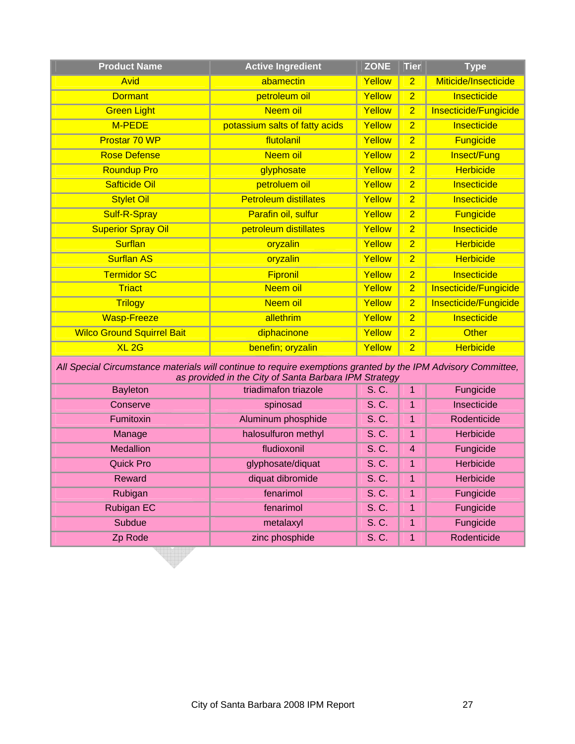| Product Name | Active Ingredient | ZONE | Tier | Type |
|---|---|---|---|---|
| Avid | abamectin | Yellow | 2 | Miticide/Insecticide |
| Dormant | petroleum oil | Yellow | 2 | Insecticide |
| Green Light | Neem oil | Yellow | 2 | Insecticide/Fungicide |
| M-PEDE | potassium salts of fatty acids | Yellow | 2 | Insecticide |
| Prostar 70 WP | flutolanil | Yellow | 2 | Fungicide |
| Rose Defense | Neem oil | Yellow | 2 | Insect/Fung |
| Roundup Pro | glyphosate | Yellow | 2 | Herbicide |
| Safticide Oil | petroluem oil | Yellow | 2 | Insecticide |
| Stylet Oil | Petroleum distillates | Yellow | 2 | Insecticide |
| Sulf-R-Spray | Parafin oil, sulfur | Yellow | 2 | Fungicide |
| Superior Spray Oil | petroleum distillates | Yellow | 2 | Insecticide |
| Surflan | oryzalin | Yellow | 2 | Herbicide |
| Surflan AS | oryzalin | Yellow | 2 | Herbicide |
| Termidor SC | Fipronil | Yellow | 2 | Insecticide |
| Triact | Neem oil | Yellow | 2 | Insecticide/Fungicide |
| Trilogy | Neem oil | Yellow | 2 | Insecticide/Fungicide |
| Wasp-Freeze | allethrim | Yellow | 2 | Insecticide |
| Wilco Ground Squirrel Bait | diphacinone | Yellow | 2 | Other |
| XL 2G | benefin; oryzalin | Yellow | 2 | Herbicide |
| *All Special Circumstance materials will continue to require exemptions granted by the IPM Advisory Committee, as provided in the City of Santa Barbara IPM Strategy* | | | | |
| Bayleton | triadimafon triazole | S. C. | 1 | Fungicide |
| Conserve | spinosad | S. C. | 1 | Insecticide |
| Fumitoxin | Aluminum phosphide | S. C. | 1 | Rodenticide |
| Manage | halosulfuron methyl | S. C. | 1 | Herbicide |
| Medallion | fludioxonil | S. C. | 4 | Fungicide |
| Quick Pro | glyphosate/diquat | S. C. | 1 | Herbicide |
| Reward | diquat dibromide | S. C. | 1 | Herbicide |
| Rubigan | fenarimol | S. C. | 1 | Fungicide |
| Rubigan EC | fenarimol | S. C. | 1 | Fungicide |
| Subdue | metalaxyl | S. C. | 1 | Fungicide |
| Zp Rode | zinc phosphide | S. C. | 1 | Rodenticide |